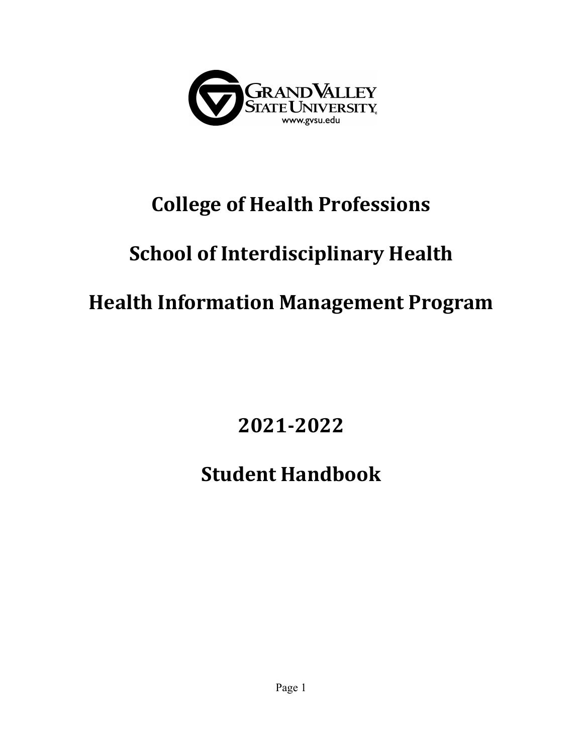Grand Valley State University
www.gvsu.edu

# College of Health Professions

# School of Interdisciplinary Health

# Health Information Management Program

# 2021-2022

# Student Handbook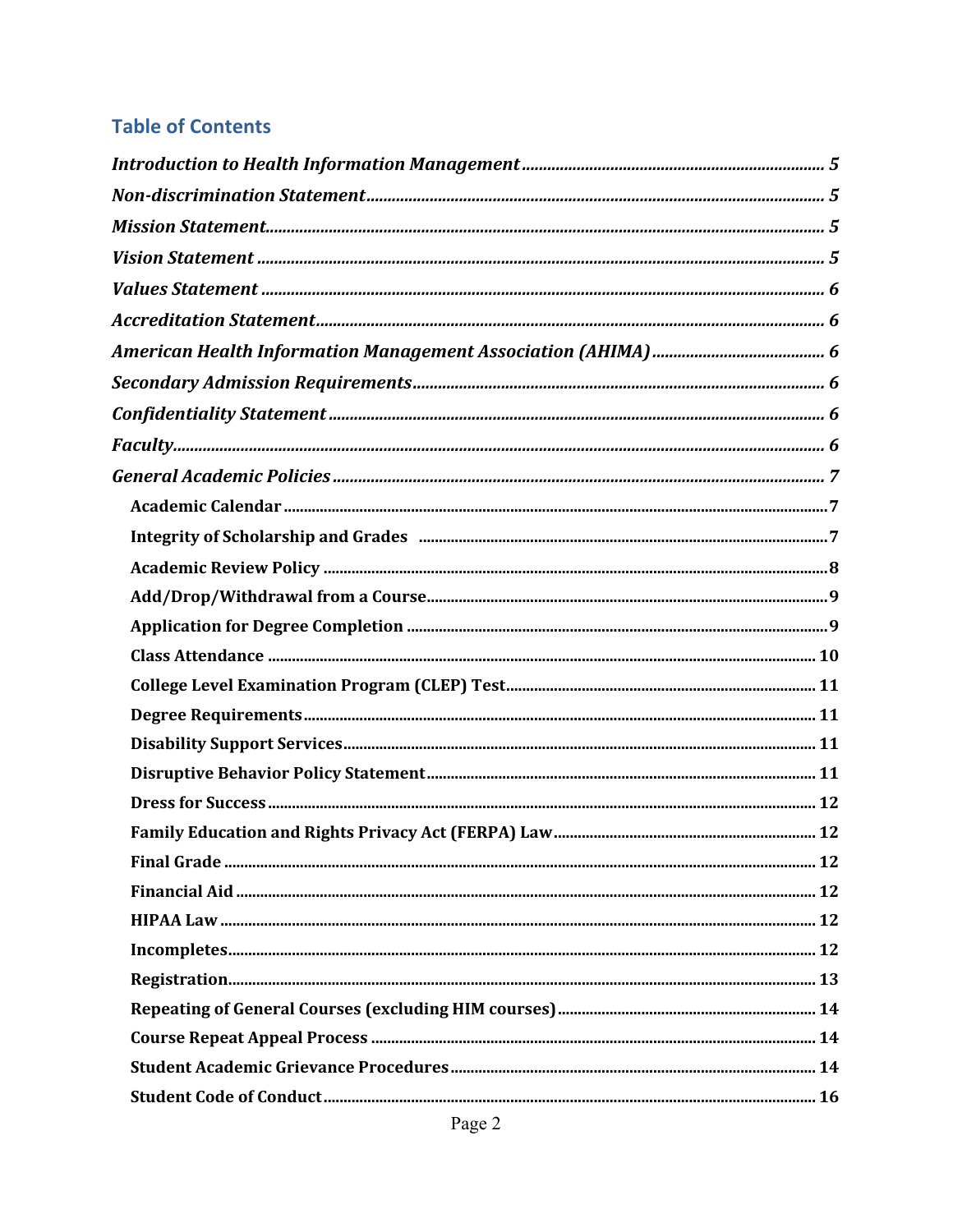## Table of Contents

*Introduction to Health Information Management* ........ 5

*Non-discrimination Statement* ........ 5

*Mission Statement* ........ 5

*Vision Statement* ........ 5

*Values Statement* ........ 6

*Accreditation Statement* ........ 6

*American Health Information Management Association (AHIMA)* ........ 6

*Secondary Admission Requirements* ........ 6

*Confidentiality Statement* ........ 6

*Faculty* ........ 6

*General Academic Policies* ........ 7

- **Academic Calendar** ........ 7
- **Integrity of Scholarship and Grades** ........ 7
- **Academic Review Policy** ........ 8
- **Add/Drop/Withdrawal from a Course** ........ 9
- **Application for Degree Completion** ........ 9
- **Class Attendance** ........ 10
- **College Level Examination Program (CLEP) Test** ........ 11
- **Degree Requirements** ........ 11
- **Disability Support Services** ........ 11
- **Disruptive Behavior Policy Statement** ........ 11
- **Dress for Success** ........ 12
- **Family Education and Rights Privacy Act (FERPA) Law** ........ 12
- **Final Grade** ........ 12
- **Financial Aid** ........ 12
- **HIPAA Law** ........ 12
- **Incompletes** ........ 12
- **Registration** ........ 13
- **Repeating of General Courses (excluding HIM courses)** ........ 14
- **Course Repeat Appeal Process** ........ 14
- **Student Academic Grievance Procedures** ........ 14
- **Student Code of Conduct** ........ 16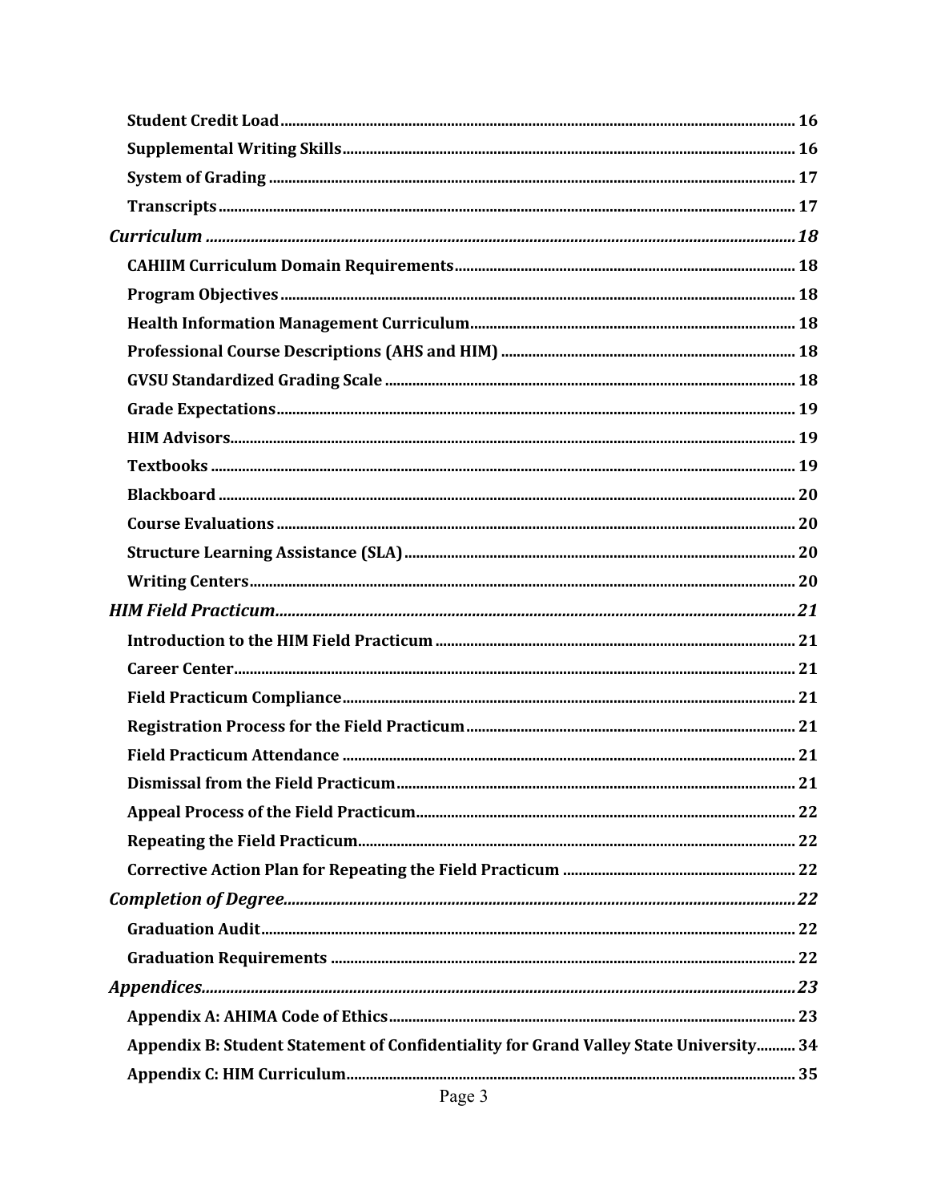**Student Credit Load** .......... 16

**Supplemental Writing Skills** .......... 16

**System of Grading** .......... 17

**Transcripts** .......... 17

***Curriculum*** .......... ***18***

**CAHIIM Curriculum Domain Requirements** .......... 18

**Program Objectives** .......... 18

**Health Information Management Curriculum** .......... 18

**Professional Course Descriptions (AHS and HIM)** .......... 18

**GVSU Standardized Grading Scale** .......... 18

**Grade Expectations** .......... 19

**HIM Advisors** .......... 19

**Textbooks** .......... 19

**Blackboard** .......... 20

**Course Evaluations** .......... 20

**Structure Learning Assistance (SLA)** .......... 20

**Writing Centers** .......... 20

***HIM Field Practicum*** .......... ***21***

**Introduction to the HIM Field Practicum** .......... 21

**Career Center** .......... 21

**Field Practicum Compliance** .......... 21

**Registration Process for the Field Practicum** .......... 21

**Field Practicum Attendance** .......... 21

**Dismissal from the Field Practicum** .......... 21

**Appeal Process of the Field Practicum** .......... 22

**Repeating the Field Practicum** .......... 22

**Corrective Action Plan for Repeating the Field Practicum** .......... 22

***Completion of Degree*** .......... ***22***

**Graduation Audit** .......... 22

**Graduation Requirements** .......... 22

***Appendices*** .......... ***23***

**Appendix A: AHIMA Code of Ethics** .......... 23

**Appendix B: Student Statement of Confidentiality for Grand Valley State University** .......... 34

**Appendix C: HIM Curriculum** .......... 35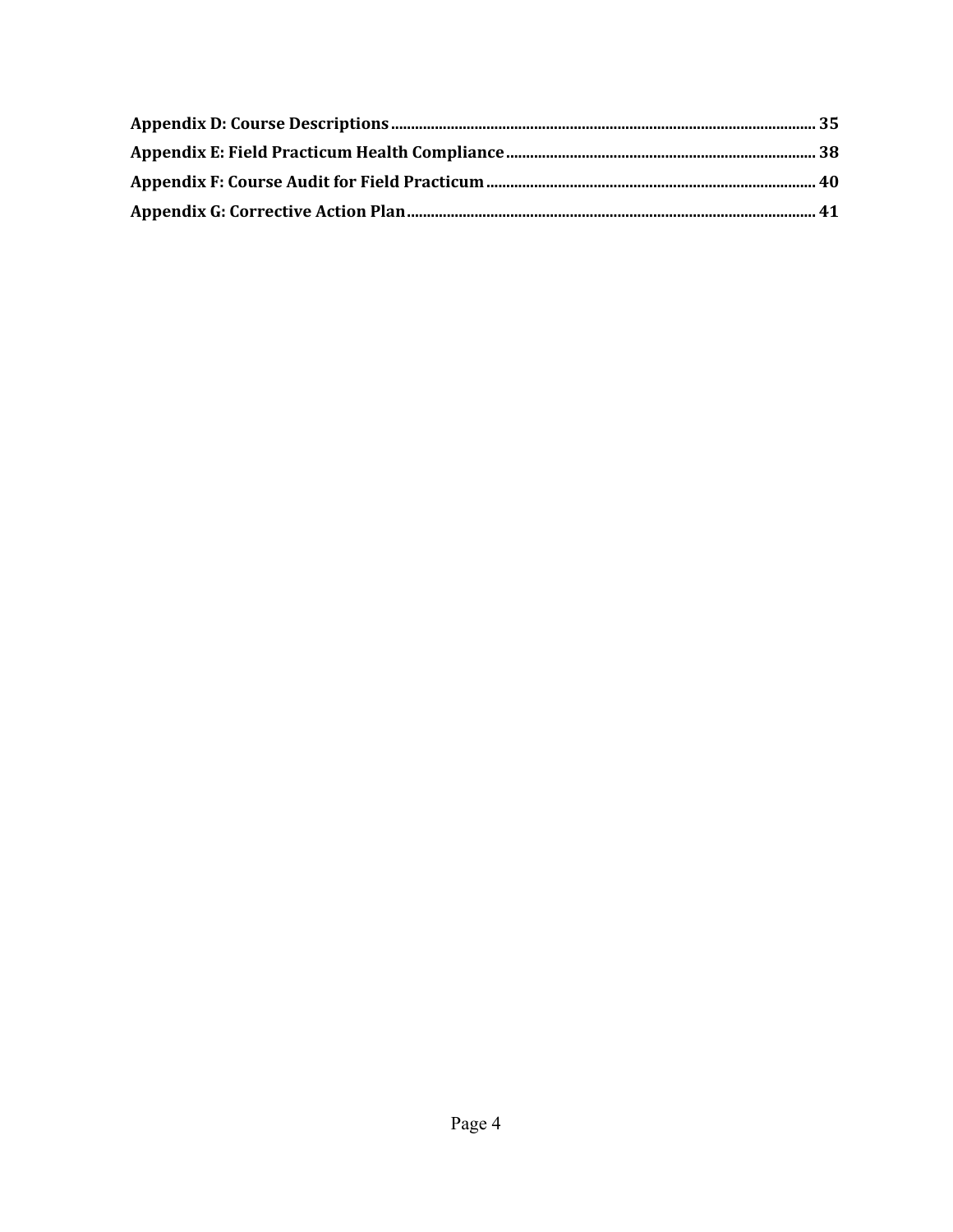**Appendix D: Course Descriptions** ........................................................................................................ 35

**Appendix E: Field Practicum Health Compliance** ............................................................................ 38

**Appendix F: Course Audit for Field Practicum** ................................................................................. 40

**Appendix G: Corrective Action Plan** ..................................................................................................... 41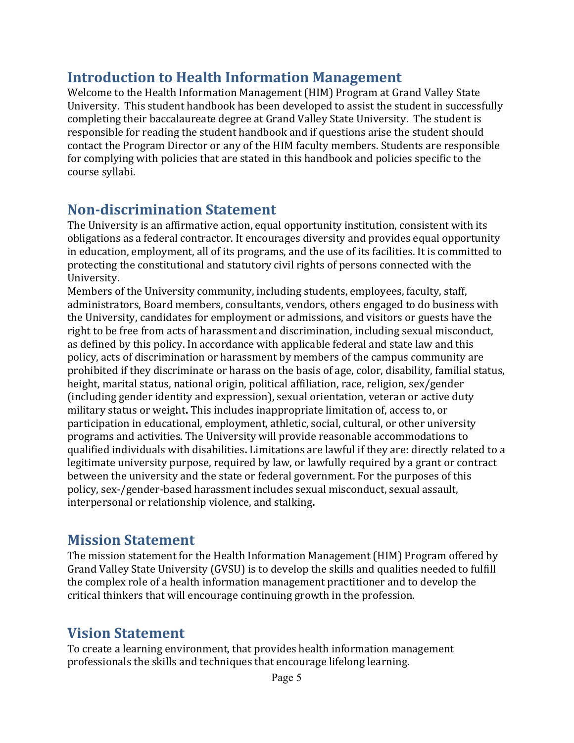## Introduction to Health Information Management

Welcome to the Health Information Management (HIM) Program at Grand Valley State University. This student handbook has been developed to assist the student in successfully completing their baccalaureate degree at Grand Valley State University. The student is responsible for reading the student handbook and if questions arise the student should contact the Program Director or any of the HIM faculty members. Students are responsible for complying with policies that are stated in this handbook and policies specific to the course syllabi.

## Non-discrimination Statement

The University is an affirmative action, equal opportunity institution, consistent with its obligations as a federal contractor. It encourages diversity and provides equal opportunity in education, employment, all of its programs, and the use of its facilities. It is committed to protecting the constitutional and statutory civil rights of persons connected with the University.

Members of the University community, including students, employees, faculty, staff, administrators, Board members, consultants, vendors, others engaged to do business with the University, candidates for employment or admissions, and visitors or guests have the right to be free from acts of harassment and discrimination, including sexual misconduct, as defined by this policy. In accordance with applicable federal and state law and this policy, acts of discrimination or harassment by members of the campus community are prohibited if they discriminate or harass on the basis of age, color, disability, familial status, height, marital status, national origin, political affiliation, race, religion, sex/gender (including gender identity and expression), sexual orientation, veteran or active duty military status or weight**.** This includes inappropriate limitation of, access to, or participation in educational, employment, athletic, social, cultural, or other university programs and activities. The University will provide reasonable accommodations to qualified individuals with disabilities**.** Limitations are lawful if they are: directly related to a legitimate university purpose, required by law, or lawfully required by a grant or contract between the university and the state or federal government. For the purposes of this policy, sex-/gender-based harassment includes sexual misconduct, sexual assault, interpersonal or relationship violence, and stalking**.**

## Mission Statement

The mission statement for the Health Information Management (HIM) Program offered by Grand Valley State University (GVSU) is to develop the skills and qualities needed to fulfill the complex role of a health information management practitioner and to develop the critical thinkers that will encourage continuing growth in the profession.

## Vision Statement

To create a learning environment, that provides health information management professionals the skills and techniques that encourage lifelong learning.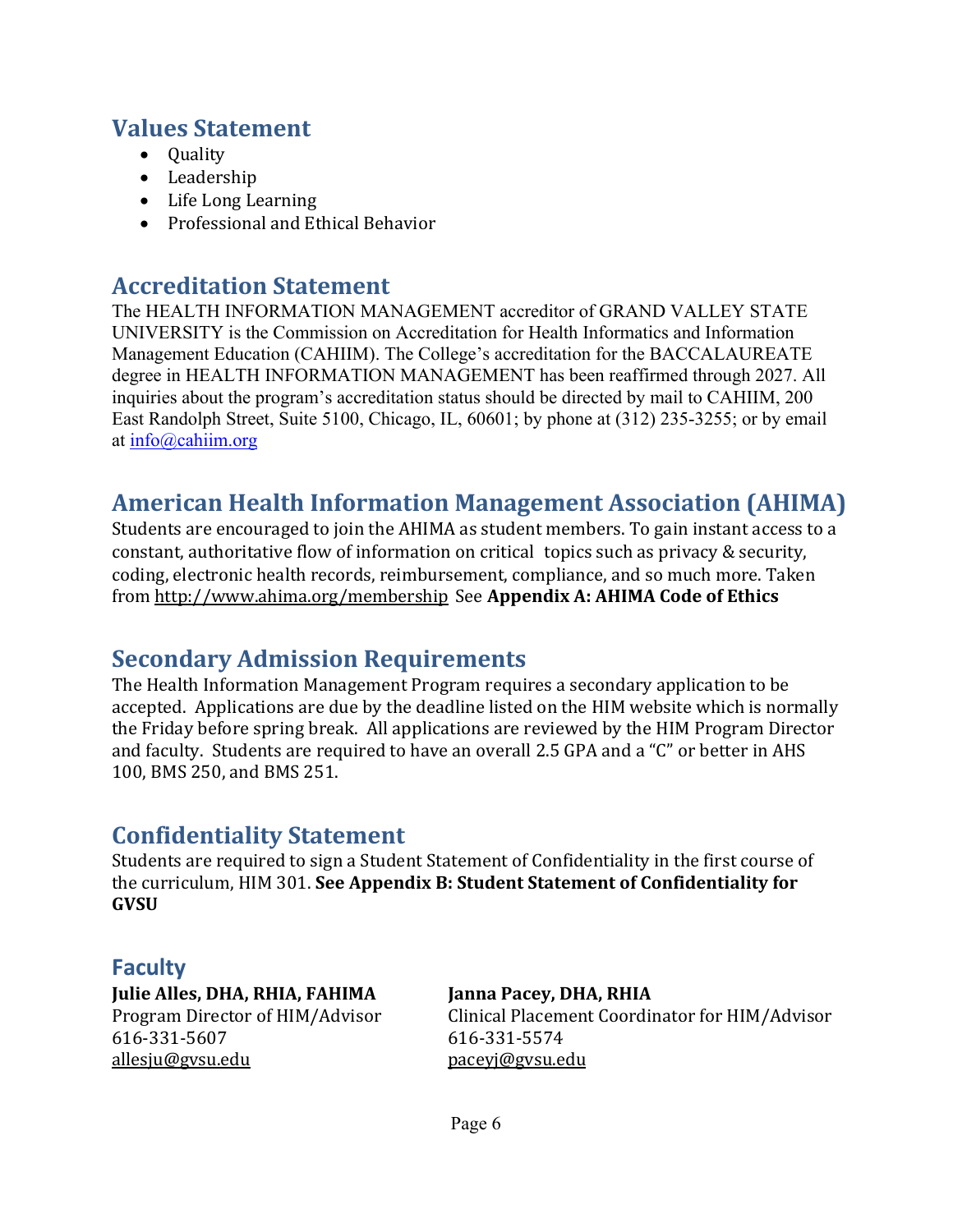## Values Statement

- Quality
- Leadership
- Life Long Learning
- Professional and Ethical Behavior

## Accreditation Statement

The HEALTH INFORMATION MANAGEMENT accreditor of GRAND VALLEY STATE UNIVERSITY is the Commission on Accreditation for Health Informatics and Information Management Education (CAHIIM). The College's accreditation for the BACCALAUREATE degree in HEALTH INFORMATION MANAGEMENT has been reaffirmed through 2027. All inquiries about the program's accreditation status should be directed by mail to CAHIIM, 200 East Randolph Street, Suite 5100, Chicago, IL, 60601; by phone at (312) 235-3255; or by email at info@cahiim.org

## American Health Information Management Association (AHIMA)

Students are encouraged to join the AHIMA as student members. To gain instant access to a constant, authoritative flow of information on critical topics such as privacy & security, coding, electronic health records, reimbursement, compliance, and so much more. Taken from http://www.ahima.org/membership See **Appendix A: AHIMA Code of Ethics**

## Secondary Admission Requirements

The Health Information Management Program requires a secondary application to be accepted. Applications are due by the deadline listed on the HIM website which is normally the Friday before spring break. All applications are reviewed by the HIM Program Director and faculty. Students are required to have an overall 2.5 GPA and a "C" or better in AHS 100, BMS 250, and BMS 251.

## Confidentiality Statement

Students are required to sign a Student Statement of Confidentiality in the first course of the curriculum, HIM 301. **See Appendix B: Student Statement of Confidentiality for GVSU**

### Faculty

**Julie Alles, DHA, RHIA, FAHIMA**
Program Director of HIM/Advisor
616-331-5607
allesju@gvsu.edu

**Janna Pacey, DHA, RHIA**
Clinical Placement Coordinator for HIM/Advisor
616-331-5574
paceyj@gvsu.edu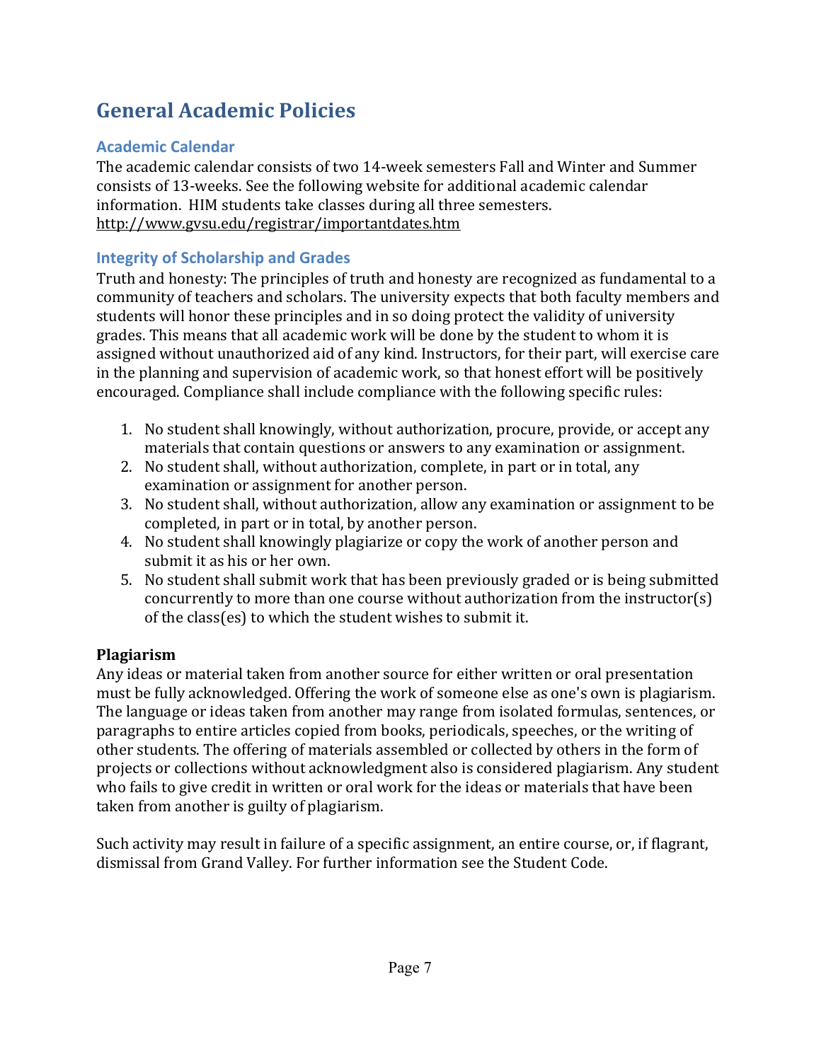# General Academic Policies

## Academic Calendar

The academic calendar consists of two 14-week semesters Fall and Winter and Summer consists of 13-weeks. See the following website for additional academic calendar information. HIM students take classes during all three semesters. http://www.gvsu.edu/registrar/importantdates.htm

## Integrity of Scholarship and Grades

Truth and honesty: The principles of truth and honesty are recognized as fundamental to a community of teachers and scholars. The university expects that both faculty members and students will honor these principles and in so doing protect the validity of university grades. This means that all academic work will be done by the student to whom it is assigned without unauthorized aid of any kind. Instructors, for their part, will exercise care in the planning and supervision of academic work, so that honest effort will be positively encouraged. Compliance shall include compliance with the following specific rules:

1. No student shall knowingly, without authorization, procure, provide, or accept any materials that contain questions or answers to any examination or assignment.
2. No student shall, without authorization, complete, in part or in total, any examination or assignment for another person.
3. No student shall, without authorization, allow any examination or assignment to be completed, in part or in total, by another person.
4. No student shall knowingly plagiarize or copy the work of another person and submit it as his or her own.
5. No student shall submit work that has been previously graded or is being submitted concurrently to more than one course without authorization from the instructor(s) of the class(es) to which the student wishes to submit it.

**Plagiarism**

Any ideas or material taken from another source for either written or oral presentation must be fully acknowledged. Offering the work of someone else as one's own is plagiarism. The language or ideas taken from another may range from isolated formulas, sentences, or paragraphs to entire articles copied from books, periodicals, speeches, or the writing of other students. The offering of materials assembled or collected by others in the form of projects or collections without acknowledgment also is considered plagiarism. Any student who fails to give credit in written or oral work for the ideas or materials that have been taken from another is guilty of plagiarism.

Such activity may result in failure of a specific assignment, an entire course, or, if flagrant, dismissal from Grand Valley. For further information see the Student Code.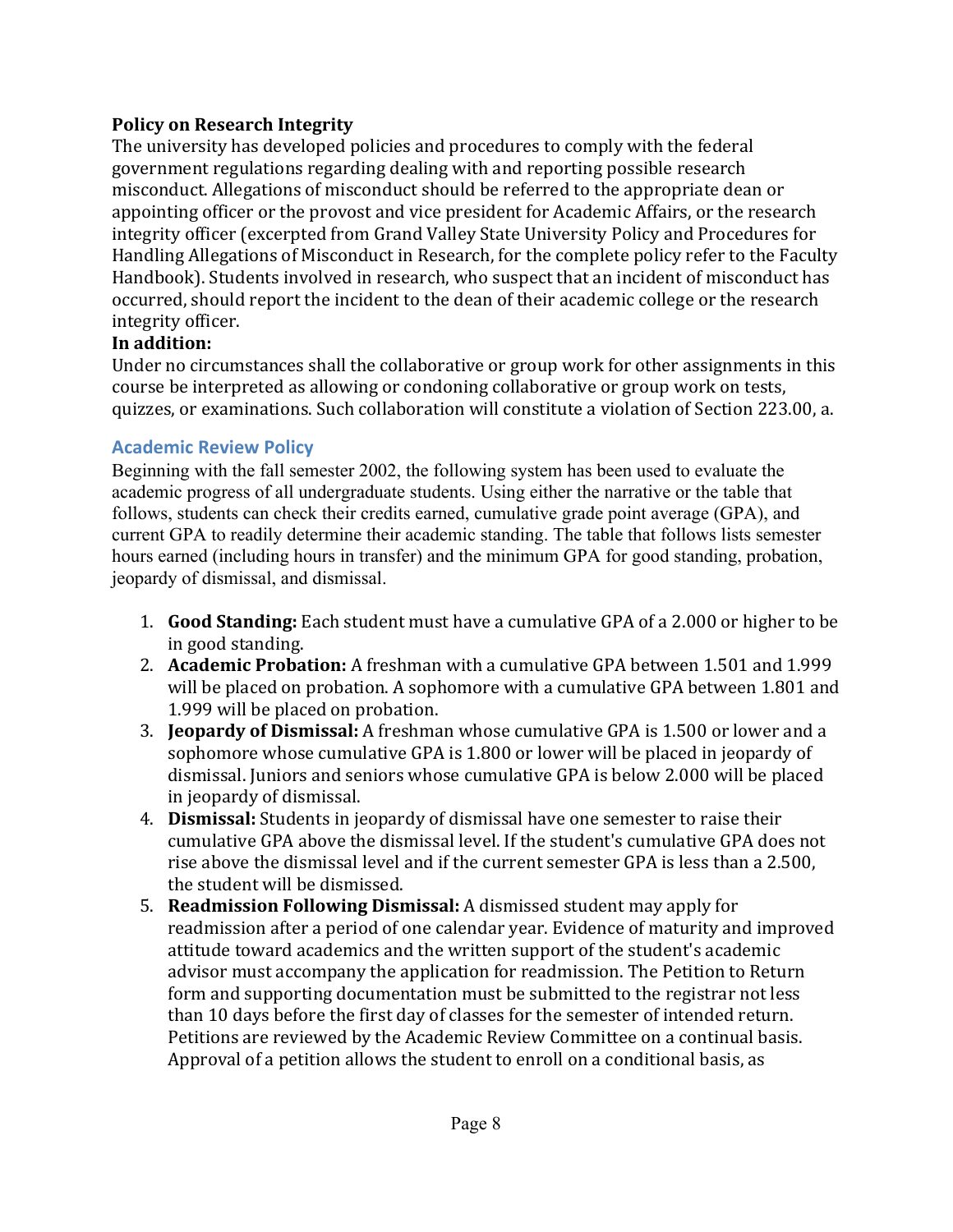**Policy on Research Integrity**

The university has developed policies and procedures to comply with the federal government regulations regarding dealing with and reporting possible research misconduct. Allegations of misconduct should be referred to the appropriate dean or appointing officer or the provost and vice president for Academic Affairs, or the research integrity officer (excerpted from Grand Valley State University Policy and Procedures for Handling Allegations of Misconduct in Research, for the complete policy refer to the Faculty Handbook). Students involved in research, who suspect that an incident of misconduct has occurred, should report the incident to the dean of their academic college or the research integrity officer.

**In addition:**

Under no circumstances shall the collaborative or group work for other assignments in this course be interpreted as allowing or condoning collaborative or group work on tests, quizzes, or examinations. Such collaboration will constitute a violation of Section 223.00, a.

### Academic Review Policy

Beginning with the fall semester 2002, the following system has been used to evaluate the academic progress of all undergraduate students. Using either the narrative or the table that follows, students can check their credits earned, cumulative grade point average (GPA), and current GPA to readily determine their academic standing. The table that follows lists semester hours earned (including hours in transfer) and the minimum GPA for good standing, probation, jeopardy of dismissal, and dismissal.

1. **Good Standing:** Each student must have a cumulative GPA of a 2.000 or higher to be in good standing.
2. **Academic Probation:** A freshman with a cumulative GPA between 1.501 and 1.999 will be placed on probation. A sophomore with a cumulative GPA between 1.801 and 1.999 will be placed on probation.
3. **Jeopardy of Dismissal:** A freshman whose cumulative GPA is 1.500 or lower and a sophomore whose cumulative GPA is 1.800 or lower will be placed in jeopardy of dismissal. Juniors and seniors whose cumulative GPA is below 2.000 will be placed in jeopardy of dismissal.
4. **Dismissal:** Students in jeopardy of dismissal have one semester to raise their cumulative GPA above the dismissal level. If the student's cumulative GPA does not rise above the dismissal level and if the current semester GPA is less than a 2.500, the student will be dismissed.
5. **Readmission Following Dismissal:** A dismissed student may apply for readmission after a period of one calendar year. Evidence of maturity and improved attitude toward academics and the written support of the student's academic advisor must accompany the application for readmission. The Petition to Return form and supporting documentation must be submitted to the registrar not less than 10 days before the first day of classes for the semester of intended return. Petitions are reviewed by the Academic Review Committee on a continual basis. Approval of a petition allows the student to enroll on a conditional basis, as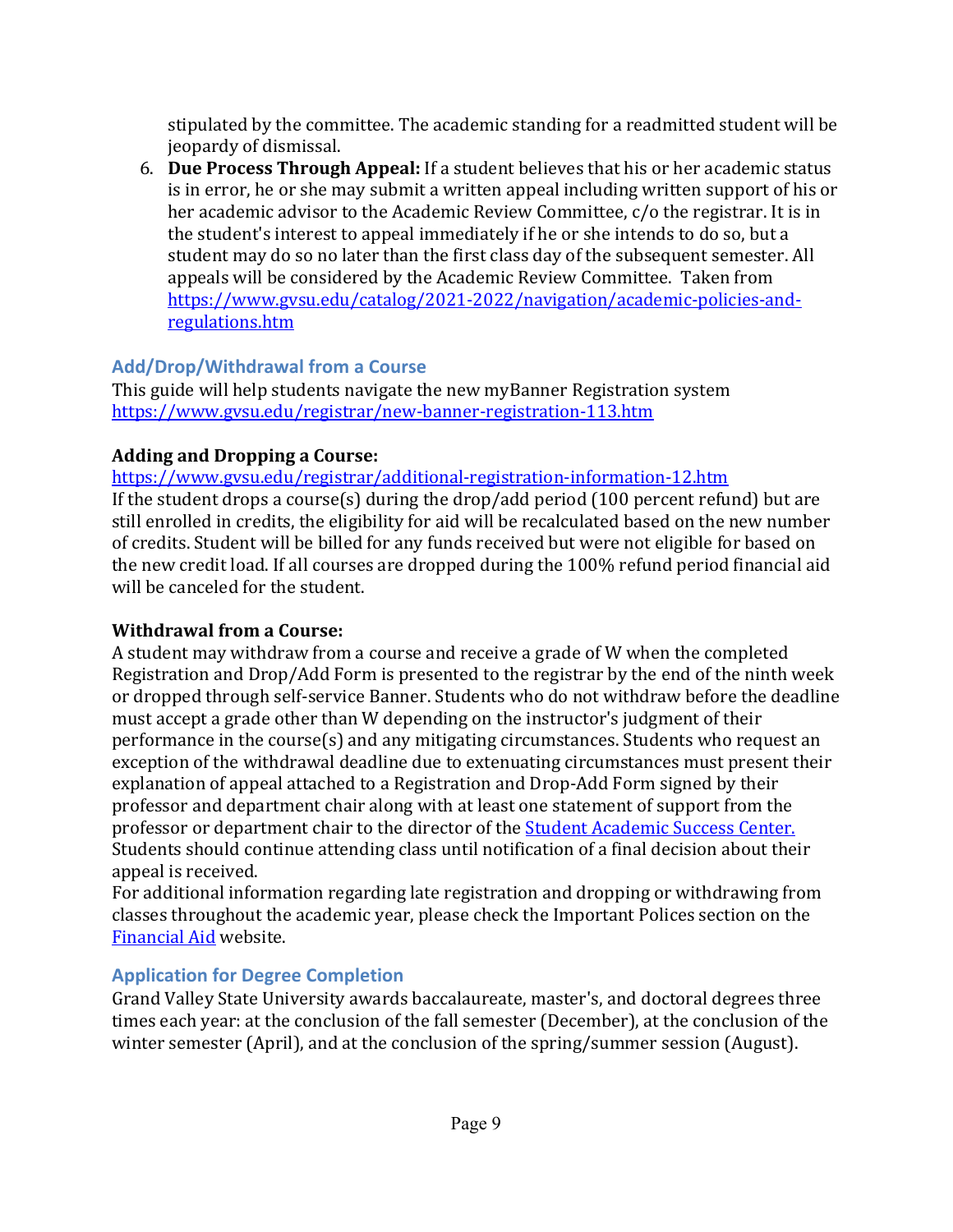stipulated by the committee. The academic standing for a readmitted student will be jeopardy of dismissal.

6. **Due Process Through Appeal:** If a student believes that his or her academic status is in error, he or she may submit a written appeal including written support of his or her academic advisor to the Academic Review Committee, c/o the registrar. It is in the student's interest to appeal immediately if he or she intends to do so, but a student may do so no later than the first class day of the subsequent semester. All appeals will be considered by the Academic Review Committee. Taken from [https://www.gvsu.edu/catalog/2021-2022/navigation/academic-policies-and-regulations.htm](https://www.gvsu.edu/catalog/2021-2022/navigation/academic-policies-and-regulations.htm)

## Add/Drop/Withdrawal from a Course

This guide will help students navigate the new myBanner Registration system [https://www.gvsu.edu/registrar/new-banner-registration-113.htm](https://www.gvsu.edu/registrar/new-banner-registration-113.htm)

**Adding and Dropping a Course:**

[https://www.gvsu.edu/registrar/additional-registration-information-12.htm](https://www.gvsu.edu/registrar/additional-registration-information-12.htm)

If the student drops a course(s) during the drop/add period (100 percent refund) but are still enrolled in credits, the eligibility for aid will be recalculated based on the new number of credits. Student will be billed for any funds received but were not eligible for based on the new credit load. If all courses are dropped during the 100% refund period financial aid will be canceled for the student.

**Withdrawal from a Course:**

A student may withdraw from a course and receive a grade of W when the completed Registration and Drop/Add Form is presented to the registrar by the end of the ninth week or dropped through self-service Banner. Students who do not withdraw before the deadline must accept a grade other than W depending on the instructor's judgment of their performance in the course(s) and any mitigating circumstances. Students who request an exception of the withdrawal deadline due to extenuating circumstances must present their explanation of appeal attached to a Registration and Drop-Add Form signed by their professor and department chair along with at least one statement of support from the professor or department chair to the director of the [Student Academic Success Center.](#) Students should continue attending class until notification of a final decision about their appeal is received.

For additional information regarding late registration and dropping or withdrawing from classes throughout the academic year, please check the Important Polices section on the [Financial Aid](#) website.

## Application for Degree Completion

Grand Valley State University awards baccalaureate, master's, and doctoral degrees three times each year: at the conclusion of the fall semester (December), at the conclusion of the winter semester (April), and at the conclusion of the spring/summer session (August).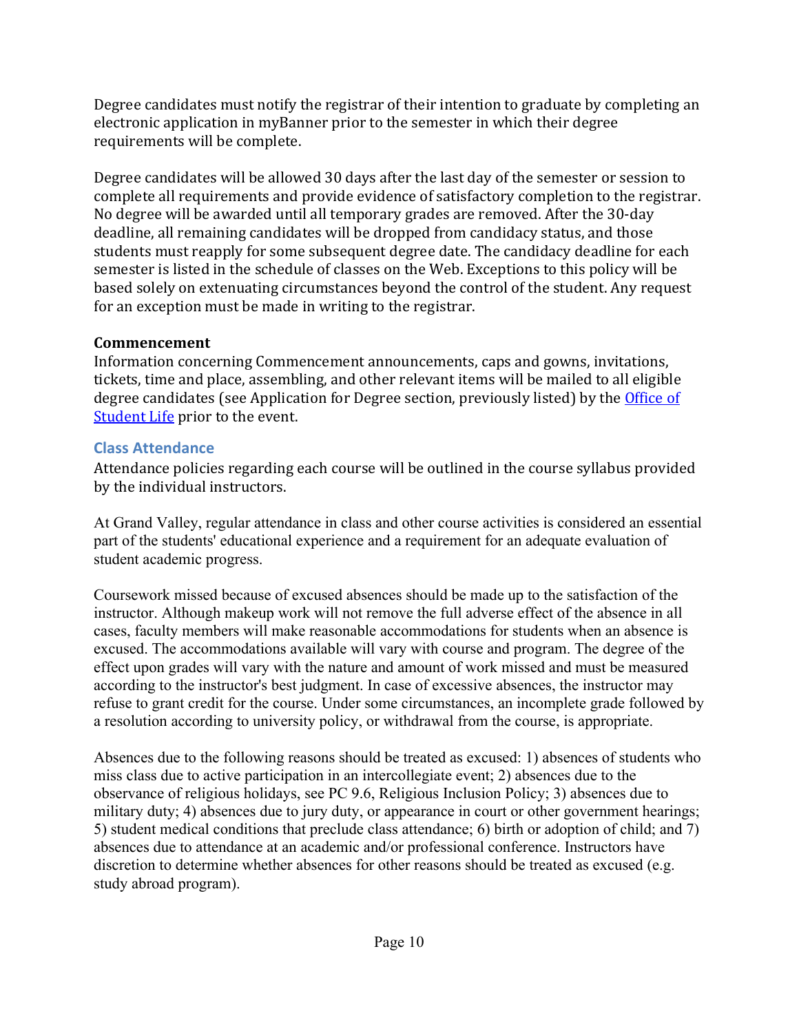Degree candidates must notify the registrar of their intention to graduate by completing an electronic application in myBanner prior to the semester in which their degree requirements will be complete.

Degree candidates will be allowed 30 days after the last day of the semester or session to complete all requirements and provide evidence of satisfactory completion to the registrar. No degree will be awarded until all temporary grades are removed. After the 30-day deadline, all remaining candidates will be dropped from candidacy status, and those students must reapply for some subsequent degree date. The candidacy deadline for each semester is listed in the schedule of classes on the Web. Exceptions to this policy will be based solely on extenuating circumstances beyond the control of the student. Any request for an exception must be made in writing to the registrar.

**Commencement**
Information concerning Commencement announcements, caps and gowns, invitations, tickets, time and place, assembling, and other relevant items will be mailed to all eligible degree candidates (see Application for Degree section, previously listed) by the Office of Student Life prior to the event.

## Class Attendance

Attendance policies regarding each course will be outlined in the course syllabus provided by the individual instructors.

At Grand Valley, regular attendance in class and other course activities is considered an essential part of the students' educational experience and a requirement for an adequate evaluation of student academic progress.

Coursework missed because of excused absences should be made up to the satisfaction of the instructor. Although makeup work will not remove the full adverse effect of the absence in all cases, faculty members will make reasonable accommodations for students when an absence is excused. The accommodations available will vary with course and program. The degree of the effect upon grades will vary with the nature and amount of work missed and must be measured according to the instructor's best judgment. In case of excessive absences, the instructor may refuse to grant credit for the course. Under some circumstances, an incomplete grade followed by a resolution according to university policy, or withdrawal from the course, is appropriate.

Absences due to the following reasons should be treated as excused: 1) absences of students who miss class due to active participation in an intercollegiate event; 2) absences due to the observance of religious holidays, see PC 9.6, Religious Inclusion Policy; 3) absences due to military duty; 4) absences due to jury duty, or appearance in court or other government hearings; 5) student medical conditions that preclude class attendance; 6) birth or adoption of child; and 7) absences due to attendance at an academic and/or professional conference. Instructors have discretion to determine whether absences for other reasons should be treated as excused (e.g. study abroad program).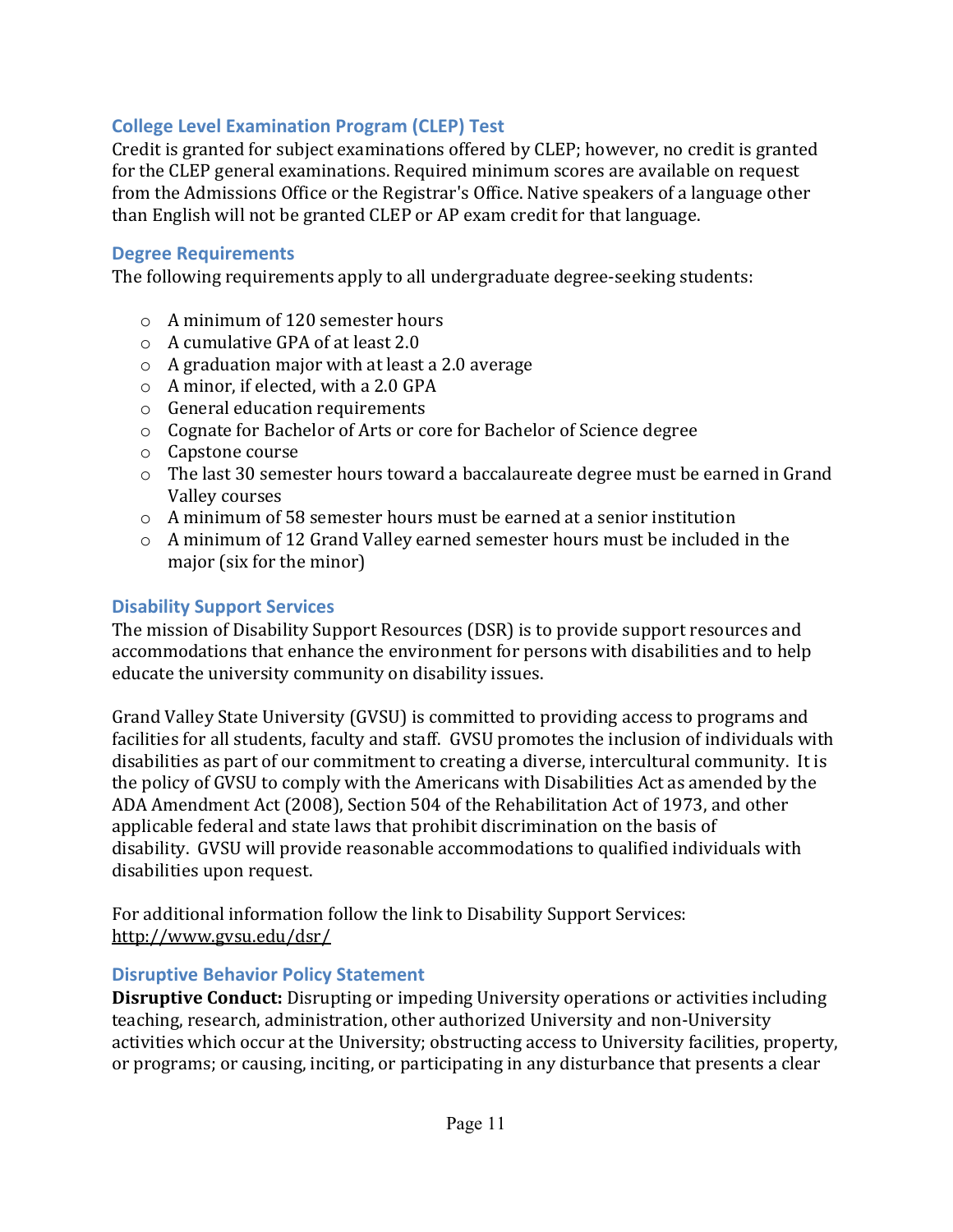## College Level Examination Program (CLEP) Test

Credit is granted for subject examinations offered by CLEP; however, no credit is granted for the CLEP general examinations. Required minimum scores are available on request from the Admissions Office or the Registrar's Office. Native speakers of a language other than English will not be granted CLEP or AP exam credit for that language.

## Degree Requirements

The following requirements apply to all undergraduate degree-seeking students:

- A minimum of 120 semester hours
- A cumulative GPA of at least 2.0
- A graduation major with at least a 2.0 average
- A minor, if elected, with a 2.0 GPA
- General education requirements
- Cognate for Bachelor of Arts or core for Bachelor of Science degree
- Capstone course
- The last 30 semester hours toward a baccalaureate degree must be earned in Grand Valley courses
- A minimum of 58 semester hours must be earned at a senior institution
- A minimum of 12 Grand Valley earned semester hours must be included in the major (six for the minor)

## Disability Support Services

The mission of Disability Support Resources (DSR) is to provide support resources and accommodations that enhance the environment for persons with disabilities and to help educate the university community on disability issues.

Grand Valley State University (GVSU) is committed to providing access to programs and facilities for all students, faculty and staff. GVSU promotes the inclusion of individuals with disabilities as part of our commitment to creating a diverse, intercultural community. It is the policy of GVSU to comply with the Americans with Disabilities Act as amended by the ADA Amendment Act (2008), Section 504 of the Rehabilitation Act of 1973, and other applicable federal and state laws that prohibit discrimination on the basis of disability. GVSU will provide reasonable accommodations to qualified individuals with disabilities upon request.

For additional information follow the link to Disability Support Services: http://www.gvsu.edu/dsr/

## Disruptive Behavior Policy Statement

**Disruptive Conduct:** Disrupting or impeding University operations or activities including teaching, research, administration, other authorized University and non-University activities which occur at the University; obstructing access to University facilities, property, or programs; or causing, inciting, or participating in any disturbance that presents a clear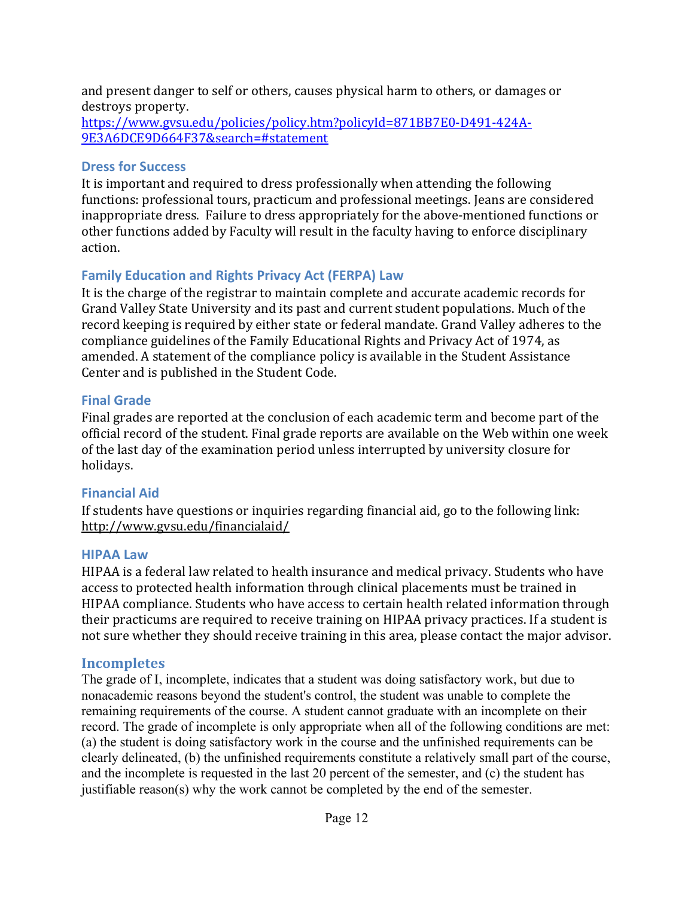and present danger to self or others, causes physical harm to others, or damages or destroys property.
[https://www.gvsu.edu/policies/policy.htm?policyId=871BB7E0-D491-424A-9E3A6DCE9D664F37&search=#statement](https://www.gvsu.edu/policies/policy.htm?policyId=871BB7E0-D491-424A-9E3A6DCE9D664F37&search=#statement)

### Dress for Success

It is important and required to dress professionally when attending the following functions: professional tours, practicum and professional meetings. Jeans are considered inappropriate dress. Failure to dress appropriately for the above-mentioned functions or other functions added by Faculty will result in the faculty having to enforce disciplinary action.

### Family Education and Rights Privacy Act (FERPA) Law

It is the charge of the registrar to maintain complete and accurate academic records for Grand Valley State University and its past and current student populations. Much of the record keeping is required by either state or federal mandate. Grand Valley adheres to the compliance guidelines of the Family Educational Rights and Privacy Act of 1974, as amended. A statement of the compliance policy is available in the Student Assistance Center and is published in the Student Code.

### Final Grade

Final grades are reported at the conclusion of each academic term and become part of the official record of the student. Final grade reports are available on the Web within one week of the last day of the examination period unless interrupted by university closure for holidays.

### Financial Aid

If students have questions or inquiries regarding financial aid, go to the following link: http://www.gvsu.edu/financialaid/

### HIPAA Law

HIPAA is a federal law related to health insurance and medical privacy. Students who have access to protected health information through clinical placements must be trained in HIPAA compliance. Students who have access to certain health related information through their practicums are required to receive training on HIPAA privacy practices. If a student is not sure whether they should receive training in this area, please contact the major advisor.

### Incompletes

The grade of I, incomplete, indicates that a student was doing satisfactory work, but due to nonacademic reasons beyond the student's control, the student was unable to complete the remaining requirements of the course. A student cannot graduate with an incomplete on their record. The grade of incomplete is only appropriate when all of the following conditions are met: (a) the student is doing satisfactory work in the course and the unfinished requirements can be clearly delineated, (b) the unfinished requirements constitute a relatively small part of the course, and the incomplete is requested in the last 20 percent of the semester, and (c) the student has justifiable reason(s) why the work cannot be completed by the end of the semester.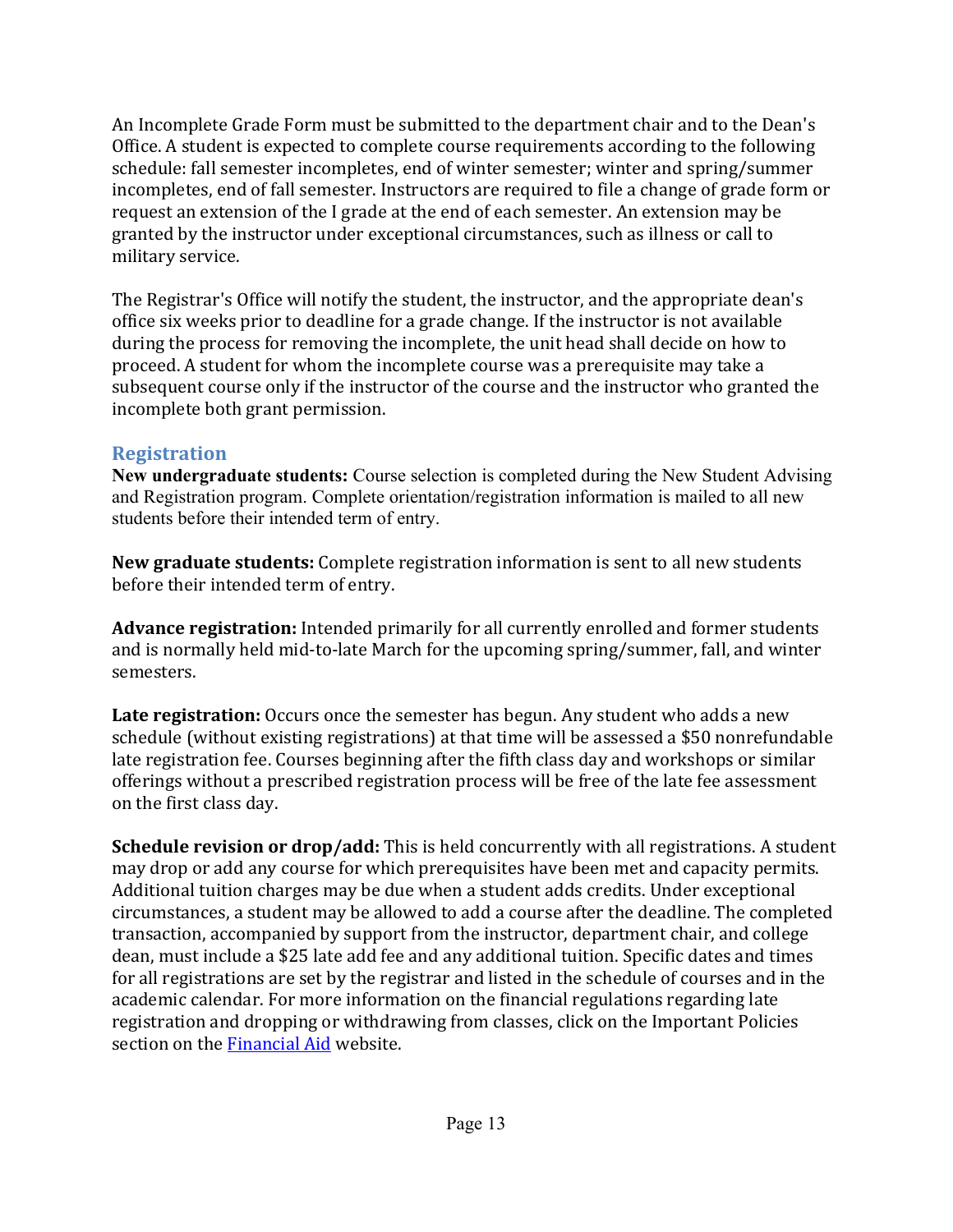An Incomplete Grade Form must be submitted to the department chair and to the Dean's Office. A student is expected to complete course requirements according to the following schedule: fall semester incompletes, end of winter semester; winter and spring/summer incompletes, end of fall semester. Instructors are required to file a change of grade form or request an extension of the I grade at the end of each semester. An extension may be granted by the instructor under exceptional circumstances, such as illness or call to military service.

The Registrar's Office will notify the student, the instructor, and the appropriate dean's office six weeks prior to deadline for a grade change. If the instructor is not available during the process for removing the incomplete, the unit head shall decide on how to proceed. A student for whom the incomplete course was a prerequisite may take a subsequent course only if the instructor of the course and the instructor who granted the incomplete both grant permission.

## Registration

**New undergraduate students:** Course selection is completed during the New Student Advising and Registration program. Complete orientation/registration information is mailed to all new students before their intended term of entry.

**New graduate students:** Complete registration information is sent to all new students before their intended term of entry.

**Advance registration:** Intended primarily for all currently enrolled and former students and is normally held mid-to-late March for the upcoming spring/summer, fall, and winter semesters.

**Late registration:** Occurs once the semester has begun. Any student who adds a new schedule (without existing registrations) at that time will be assessed a $50 nonrefundable late registration fee. Courses beginning after the fifth class day and workshops or similar offerings without a prescribed registration process will be free of the late fee assessment on the first class day.

**Schedule revision or drop/add:** This is held concurrently with all registrations. A student may drop or add any course for which prerequisites have been met and capacity permits. Additional tuition charges may be due when a student adds credits. Under exceptional circumstances, a student may be allowed to add a course after the deadline. The completed transaction, accompanied by support from the instructor, department chair, and college dean, must include a $25 late add fee and any additional tuition. Specific dates and times for all registrations are set by the registrar and listed in the schedule of courses and in the academic calendar. For more information on the financial regulations regarding late registration and dropping or withdrawing from classes, click on the Important Policies section on the Financial Aid website.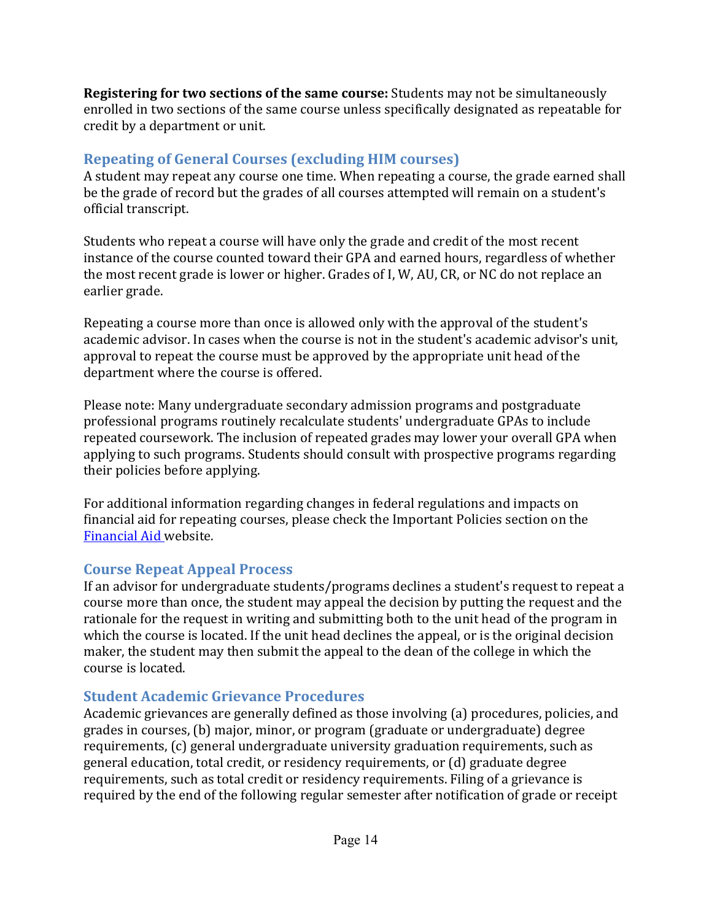**Registering for two sections of the same course:** Students may not be simultaneously enrolled in two sections of the same course unless specifically designated as repeatable for credit by a department or unit.

## Repeating of General Courses (excluding HIM courses)

A student may repeat any course one time. When repeating a course, the grade earned shall be the grade of record but the grades of all courses attempted will remain on a student's official transcript.

Students who repeat a course will have only the grade and credit of the most recent instance of the course counted toward their GPA and earned hours, regardless of whether the most recent grade is lower or higher. Grades of I, W, AU, CR, or NC do not replace an earlier grade.

Repeating a course more than once is allowed only with the approval of the student's academic advisor. In cases when the course is not in the student's academic advisor's unit, approval to repeat the course must be approved by the appropriate unit head of the department where the course is offered.

Please note: Many undergraduate secondary admission programs and postgraduate professional programs routinely recalculate students' undergraduate GPAs to include repeated coursework. The inclusion of repeated grades may lower your overall GPA when applying to such programs. Students should consult with prospective programs regarding their policies before applying.

For additional information regarding changes in federal regulations and impacts on financial aid for repeating courses, please check the Important Policies section on the [Financial Aid](#) website.

## Course Repeat Appeal Process

If an advisor for undergraduate students/programs declines a student's request to repeat a course more than once, the student may appeal the decision by putting the request and the rationale for the request in writing and submitting both to the unit head of the program in which the course is located. If the unit head declines the appeal, or is the original decision maker, the student may then submit the appeal to the dean of the college in which the course is located.

## Student Academic Grievance Procedures

Academic grievances are generally defined as those involving (a) procedures, policies, and grades in courses, (b) major, minor, or program (graduate or undergraduate) degree requirements, (c) general undergraduate university graduation requirements, such as general education, total credit, or residency requirements, or (d) graduate degree requirements, such as total credit or residency requirements. Filing of a grievance is required by the end of the following regular semester after notification of grade or receipt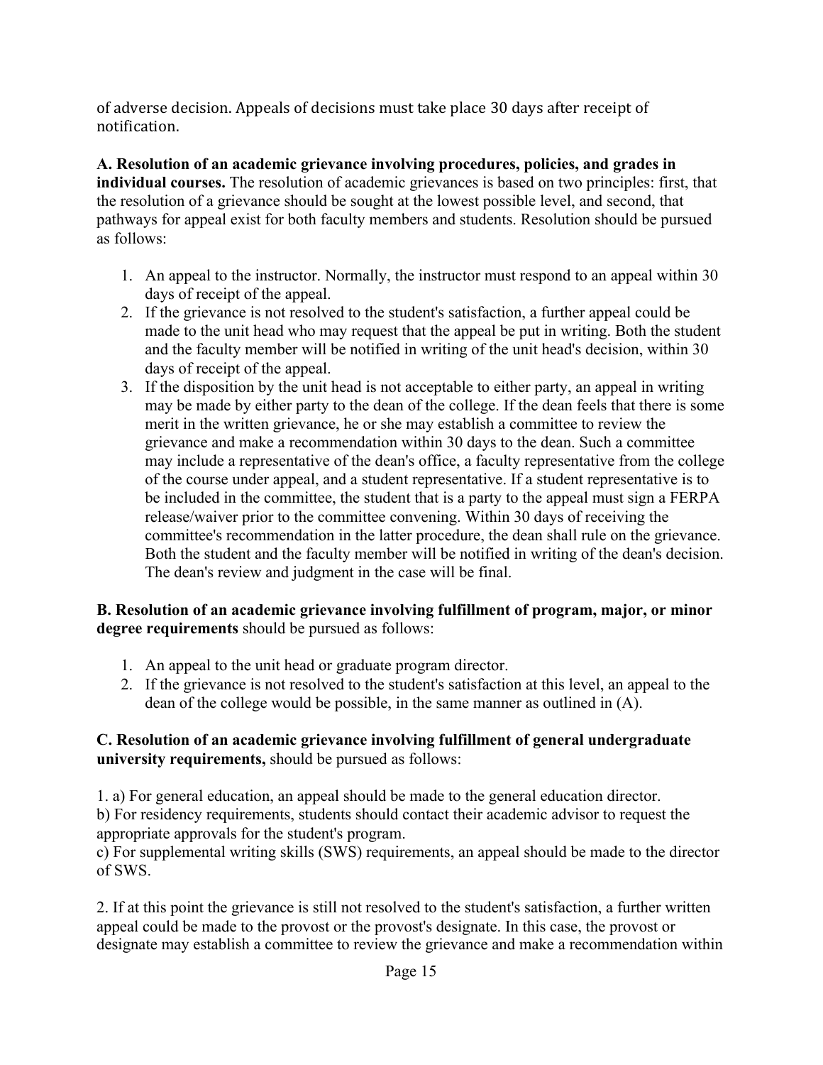of adverse decision. Appeals of decisions must take place 30 days after receipt of notification.

**A. Resolution of an academic grievance involving procedures, policies, and grades in individual courses.** The resolution of academic grievances is based on two principles: first, that the resolution of a grievance should be sought at the lowest possible level, and second, that pathways for appeal exist for both faculty members and students. Resolution should be pursued as follows:

1. An appeal to the instructor. Normally, the instructor must respond to an appeal within 30 days of receipt of the appeal.
2. If the grievance is not resolved to the student's satisfaction, a further appeal could be made to the unit head who may request that the appeal be put in writing. Both the student and the faculty member will be notified in writing of the unit head's decision, within 30 days of receipt of the appeal.
3. If the disposition by the unit head is not acceptable to either party, an appeal in writing may be made by either party to the dean of the college. If the dean feels that there is some merit in the written grievance, he or she may establish a committee to review the grievance and make a recommendation within 30 days to the dean. Such a committee may include a representative of the dean's office, a faculty representative from the college of the course under appeal, and a student representative. If a student representative is to be included in the committee, the student that is a party to the appeal must sign a FERPA release/waiver prior to the committee convening. Within 30 days of receiving the committee's recommendation in the latter procedure, the dean shall rule on the grievance. Both the student and the faculty member will be notified in writing of the dean's decision. The dean's review and judgment in the case will be final.

**B. Resolution of an academic grievance involving fulfillment of program, major, or minor degree requirements** should be pursued as follows:

1. An appeal to the unit head or graduate program director.
2. If the grievance is not resolved to the student's satisfaction at this level, an appeal to the dean of the college would be possible, in the same manner as outlined in (A).

**C. Resolution of an academic grievance involving fulfillment of general undergraduate university requirements,** should be pursued as follows:

1. a) For general education, an appeal should be made to the general education director.
b) For residency requirements, students should contact their academic advisor to request the appropriate approvals for the student's program.
c) For supplemental writing skills (SWS) requirements, an appeal should be made to the director of SWS.

2. If at this point the grievance is still not resolved to the student's satisfaction, a further written appeal could be made to the provost or the provost's designate. In this case, the provost or designate may establish a committee to review the grievance and make a recommendation within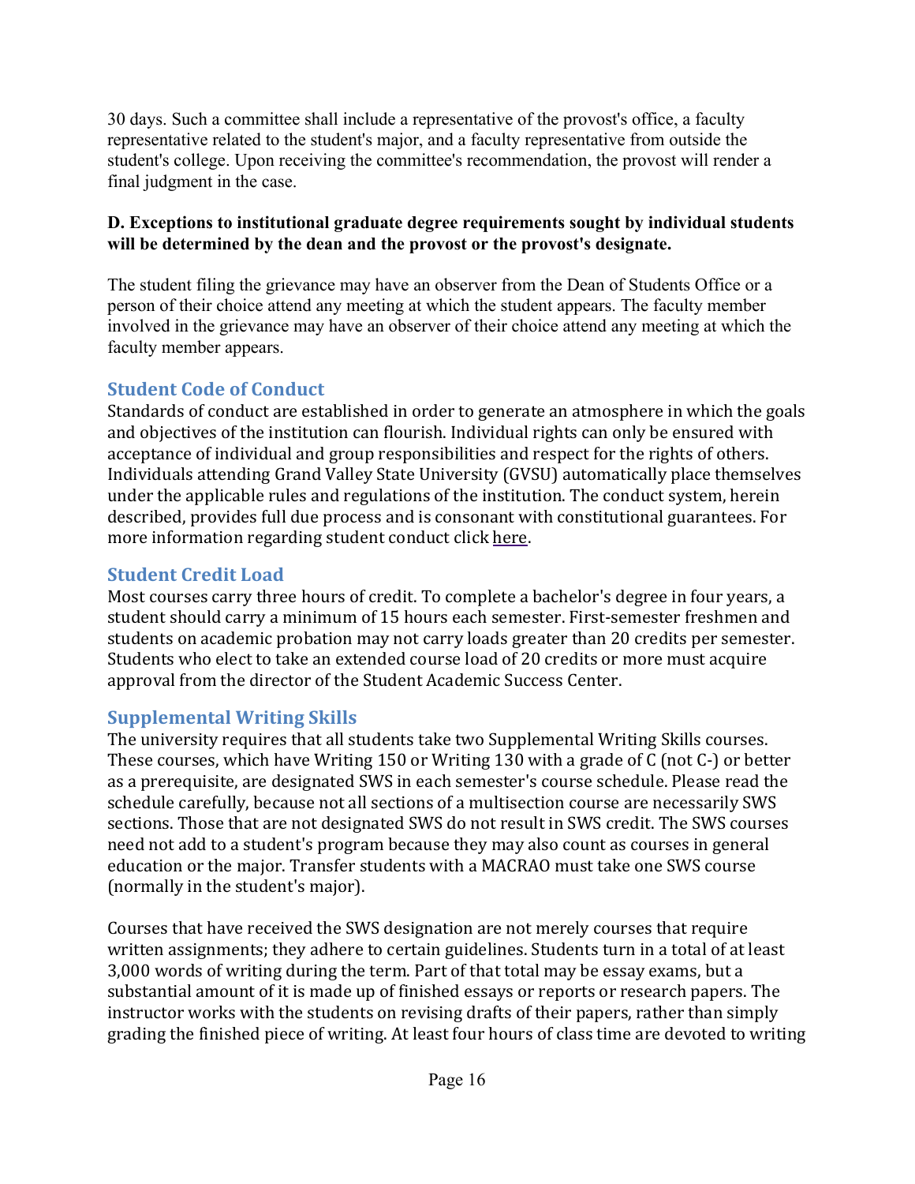30 days. Such a committee shall include a representative of the provost's office, a faculty representative related to the student's major, and a faculty representative from outside the student's college. Upon receiving the committee's recommendation, the provost will render a final judgment in the case.

**D. Exceptions to institutional graduate degree requirements sought by individual students will be determined by the dean and the provost or the provost's designate.**

The student filing the grievance may have an observer from the Dean of Students Office or a person of their choice attend any meeting at which the student appears. The faculty member involved in the grievance may have an observer of their choice attend any meeting at which the faculty member appears.

## Student Code of Conduct

Standards of conduct are established in order to generate an atmosphere in which the goals and objectives of the institution can flourish. Individual rights can only be ensured with acceptance of individual and group responsibilities and respect for the rights of others. Individuals attending Grand Valley State University (GVSU) automatically place themselves under the applicable rules and regulations of the institution. The conduct system, herein described, provides full due process and is consonant with constitutional guarantees. For more information regarding student conduct click here.

## Student Credit Load

Most courses carry three hours of credit. To complete a bachelor's degree in four years, a student should carry a minimum of 15 hours each semester. First-semester freshmen and students on academic probation may not carry loads greater than 20 credits per semester. Students who elect to take an extended course load of 20 credits or more must acquire approval from the director of the Student Academic Success Center.

## Supplemental Writing Skills

The university requires that all students take two Supplemental Writing Skills courses. These courses, which have Writing 150 or Writing 130 with a grade of C (not C-) or better as a prerequisite, are designated SWS in each semester's course schedule. Please read the schedule carefully, because not all sections of a multisection course are necessarily SWS sections. Those that are not designated SWS do not result in SWS credit. The SWS courses need not add to a student's program because they may also count as courses in general education or the major. Transfer students with a MACRAO must take one SWS course (normally in the student's major).

Courses that have received the SWS designation are not merely courses that require written assignments; they adhere to certain guidelines. Students turn in a total of at least 3,000 words of writing during the term. Part of that total may be essay exams, but a substantial amount of it is made up of finished essays or reports or research papers. The instructor works with the students on revising drafts of their papers, rather than simply grading the finished piece of writing. At least four hours of class time are devoted to writing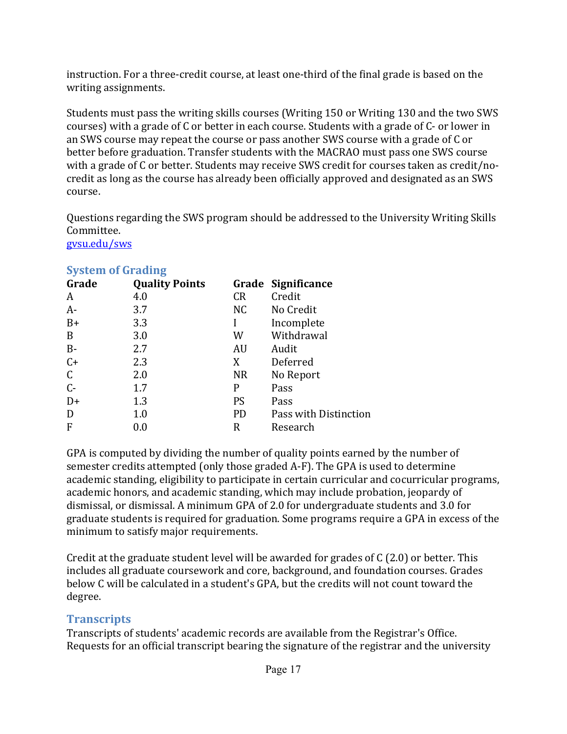instruction. For a three-credit course, at least one-third of the final grade is based on the writing assignments.

Students must pass the writing skills courses (Writing 150 or Writing 130 and the two SWS courses) with a grade of C or better in each course. Students with a grade of C- or lower in an SWS course may repeat the course or pass another SWS course with a grade of C or better before graduation. Transfer students with the MACRAO must pass one SWS course with a grade of C or better. Students may receive SWS credit for courses taken as credit/no-credit as long as the course has already been officially approved and designated as an SWS course.

Questions regarding the SWS program should be addressed to the University Writing Skills Committee.
[gvsu.edu/sws](gvsu.edu/sws)

## System of Grading

| Grade | Quality Points | Grade | Significance |
|---|---|---|---|
| A | 4.0 | CR | Credit |
| A- | 3.7 | NC | No Credit |
| B+ | 3.3 | I | Incomplete |
| B | 3.0 | W | Withdrawal |
| B- | 2.7 | AU | Audit |
| C+ | 2.3 | X | Deferred |
| C | 2.0 | NR | No Report |
| C- | 1.7 | P | Pass |
| D+ | 1.3 | PS | Pass |
| D | 1.0 | PD | Pass with Distinction |
| F | 0.0 | R | Research |

GPA is computed by dividing the number of quality points earned by the number of semester credits attempted (only those graded A-F). The GPA is used to determine academic standing, eligibility to participate in certain curricular and cocurricular programs, academic honors, and academic standing, which may include probation, jeopardy of dismissal, or dismissal. A minimum GPA of 2.0 for undergraduate students and 3.0 for graduate students is required for graduation. Some programs require a GPA in excess of the minimum to satisfy major requirements.

Credit at the graduate student level will be awarded for grades of C (2.0) or better. This includes all graduate coursework and core, background, and foundation courses. Grades below C will be calculated in a student's GPA, but the credits will not count toward the degree.

## Transcripts

Transcripts of students' academic records are available from the Registrar's Office. Requests for an official transcript bearing the signature of the registrar and the university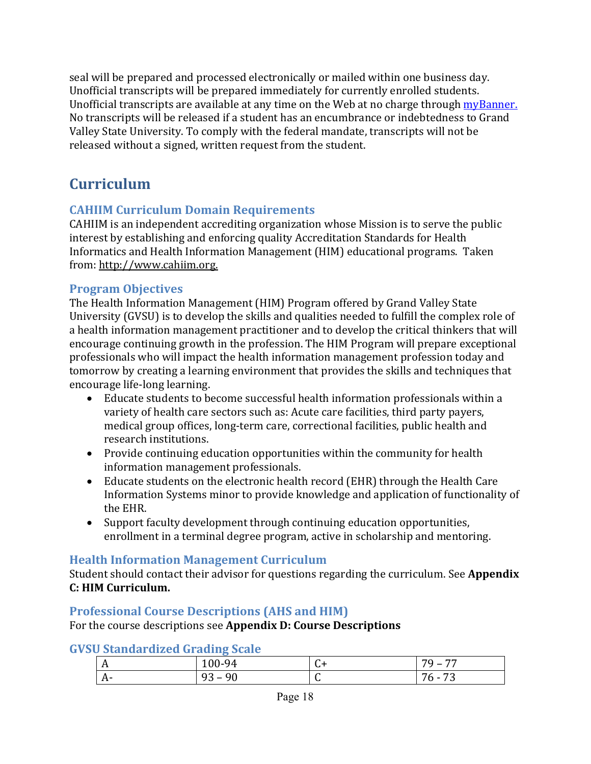seal will be prepared and processed electronically or mailed within one business day. Unofficial transcripts will be prepared immediately for currently enrolled students. Unofficial transcripts are available at any time on the Web at no charge through [myBanner.](#) No transcripts will be released if a student has an encumbrance or indebtedness to Grand Valley State University. To comply with the federal mandate, transcripts will not be released without a signed, written request from the student.

# Curriculum

## CAHIIM Curriculum Domain Requirements

CAHIIM is an independent accrediting organization whose Mission is to serve the public interest by establishing and enforcing quality Accreditation Standards for Health Informatics and Health Information Management (HIM) educational programs. Taken from: http://www.cahiim.org.

## Program Objectives

The Health Information Management (HIM) Program offered by Grand Valley State University (GVSU) is to develop the skills and qualities needed to fulfill the complex role of a health information management practitioner and to develop the critical thinkers that will encourage continuing growth in the profession. The HIM Program will prepare exceptional professionals who will impact the health information management profession today and tomorrow by creating a learning environment that provides the skills and techniques that encourage life-long learning.

- Educate students to become successful health information professionals within a variety of health care sectors such as: Acute care facilities, third party payers, medical group offices, long-term care, correctional facilities, public health and research institutions.
- Provide continuing education opportunities within the community for health information management professionals.
- Educate students on the electronic health record (EHR) through the Health Care Information Systems minor to provide knowledge and application of functionality of the EHR.
- Support faculty development through continuing education opportunities, enrollment in a terminal degree program, active in scholarship and mentoring.

## Health Information Management Curriculum

Student should contact their advisor for questions regarding the curriculum. See **Appendix C: HIM Curriculum.**

## Professional Course Descriptions (AHS and HIM)

For the course descriptions see **Appendix D: Course Descriptions**

## GVSU Standardized Grading Scale

| A | 100-94 | C+ | 79 – 77 |
|---|---|---|---|
| A- | 93 – 90 | C | 76 - 73 |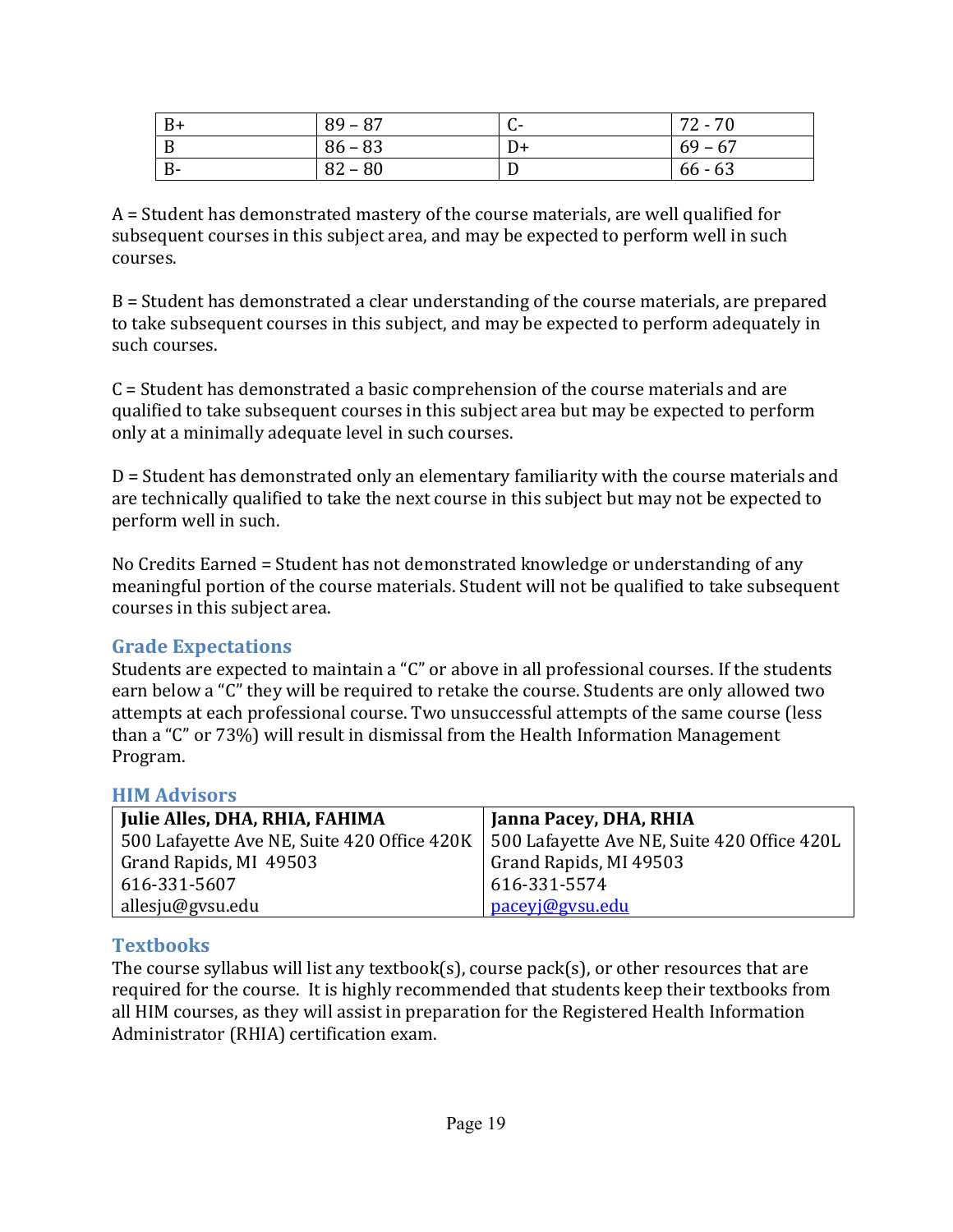| B+ | 89 – 87 | C- | 72 - 70 |
|---|---|---|---|
| B | 86 – 83 | D+ | 69 – 67 |
| B- | 82 – 80 | D | 66 - 63 |

A = Student has demonstrated mastery of the course materials, are well qualified for subsequent courses in this subject area, and may be expected to perform well in such courses.

B = Student has demonstrated a clear understanding of the course materials, are prepared to take subsequent courses in this subject, and may be expected to perform adequately in such courses.

C = Student has demonstrated a basic comprehension of the course materials and are qualified to take subsequent courses in this subject area but may be expected to perform only at a minimally adequate level in such courses.

D = Student has demonstrated only an elementary familiarity with the course materials and are technically qualified to take the next course in this subject but may not be expected to perform well in such.

No Credits Earned = Student has not demonstrated knowledge or understanding of any meaningful portion of the course materials. Student will not be qualified to take subsequent courses in this subject area.

### Grade Expectations

Students are expected to maintain a "C" or above in all professional courses. If the students earn below a "C" they will be required to retake the course. Students are only allowed two attempts at each professional course. Two unsuccessful attempts of the same course (less than a "C" or 73%) will result in dismissal from the Health Information Management Program.

### HIM Advisors

| **Julie Alles, DHA, RHIA, FAHIMA** | **Janna Pacey, DHA, RHIA** |
|---|---|
| 500 Lafayette Ave NE, Suite 420 Office 420K | 500 Lafayette Ave NE, Suite 420 Office 420L |
| Grand Rapids, MI 49503 | Grand Rapids, MI 49503 |
| 616-331-5607 | 616-331-5574 |
| allesju@gvsu.edu | paceyj@gvsu.edu |

### Textbooks

The course syllabus will list any textbook(s), course pack(s), or other resources that are required for the course. It is highly recommended that students keep their textbooks from all HIM courses, as they will assist in preparation for the Registered Health Information Administrator (RHIA) certification exam.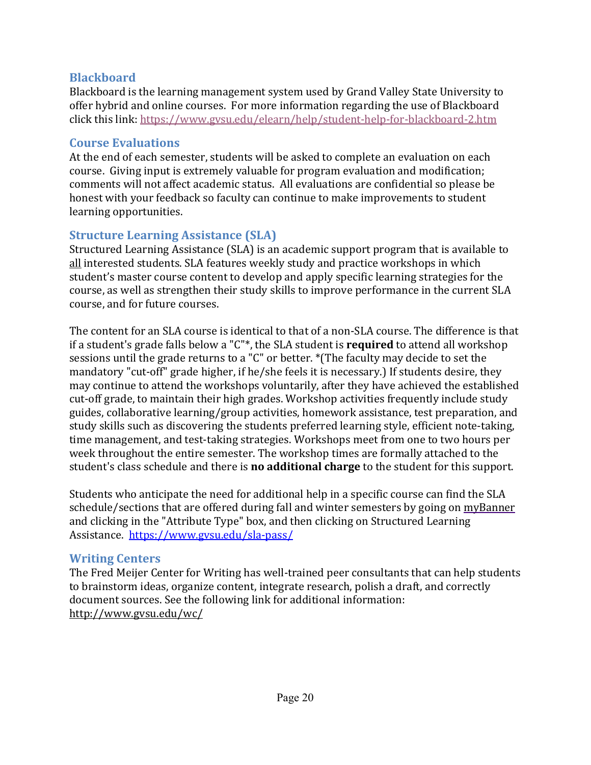### Blackboard

Blackboard is the learning management system used by Grand Valley State University to offer hybrid and online courses. For more information regarding the use of Blackboard click this link: https://www.gvsu.edu/elearn/help/student-help-for-blackboard-2.htm

### Course Evaluations

At the end of each semester, students will be asked to complete an evaluation on each course. Giving input is extremely valuable for program evaluation and modification; comments will not affect academic status. All evaluations are confidential so please be honest with your feedback so faculty can continue to make improvements to student learning opportunities.

### Structure Learning Assistance (SLA)

Structured Learning Assistance (SLA) is an academic support program that is available to all interested students. SLA features weekly study and practice workshops in which student's master course content to develop and apply specific learning strategies for the course, as well as strengthen their study skills to improve performance in the current SLA course, and for future courses.

The content for an SLA course is identical to that of a non-SLA course. The difference is that if a student's grade falls below a "C"*, the SLA student is **required** to attend all workshop sessions until the grade returns to a "C" or better. *(The faculty may decide to set the mandatory "cut-off" grade higher, if he/she feels it is necessary.) If students desire, they may continue to attend the workshops voluntarily, after they have achieved the established cut-off grade, to maintain their high grades. Workshop activities frequently include study guides, collaborative learning/group activities, homework assistance, test preparation, and study skills such as discovering the students preferred learning style, efficient note-taking, time management, and test-taking strategies. Workshops meet from one to two hours per week throughout the entire semester. The workshop times are formally attached to the student's class schedule and there is **no additional charge** to the student for this support.

Students who anticipate the need for additional help in a specific course can find the SLA schedule/sections that are offered during fall and winter semesters by going on myBanner and clicking in the "Attribute Type" box, and then clicking on Structured Learning Assistance. https://www.gvsu.edu/sla-pass/

### Writing Centers

The Fred Meijer Center for Writing has well-trained peer consultants that can help students to brainstorm ideas, organize content, integrate research, polish a draft, and correctly document sources. See the following link for additional information: http://www.gvsu.edu/wc/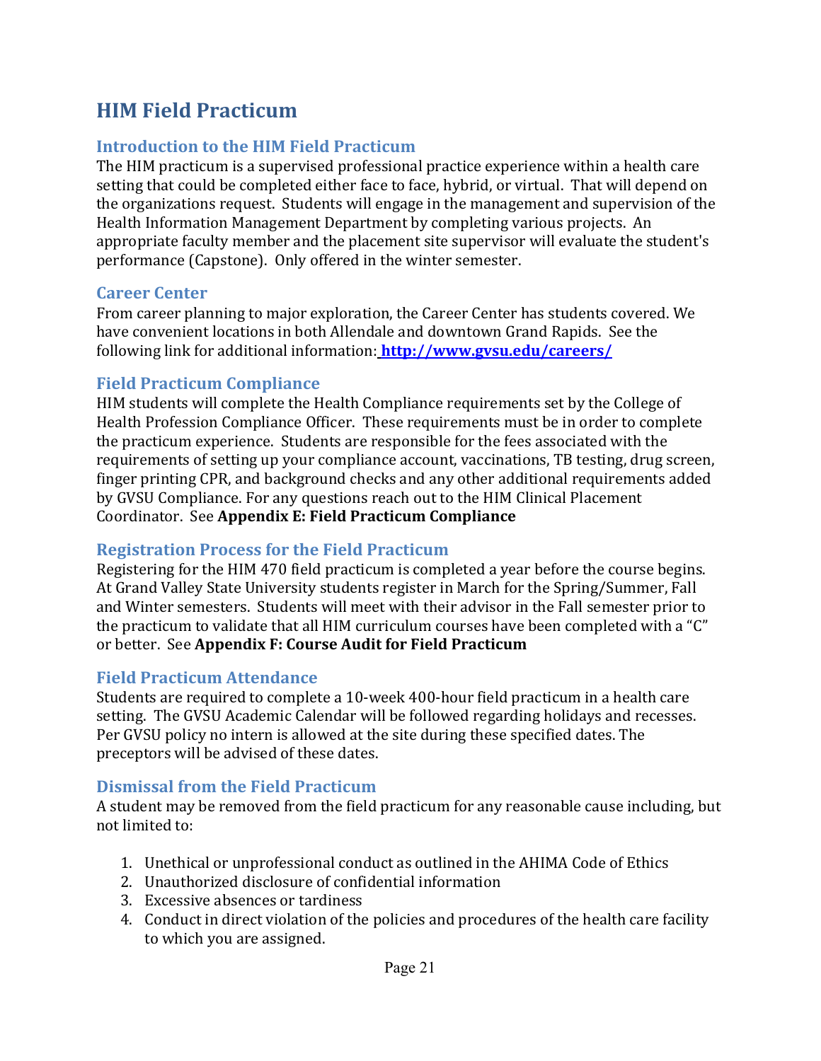# HIM Field Practicum

## Introduction to the HIM Field Practicum

The HIM practicum is a supervised professional practice experience within a health care setting that could be completed either face to face, hybrid, or virtual. That will depend on the organizations request. Students will engage in the management and supervision of the Health Information Management Department by completing various projects. An appropriate faculty member and the placement site supervisor will evaluate the student's performance (Capstone). Only offered in the winter semester.

## Career Center

From career planning to major exploration, the Career Center has students covered. We have convenient locations in both Allendale and downtown Grand Rapids. See the following link for additional information: **http://www.gvsu.edu/careers/**

## Field Practicum Compliance

HIM students will complete the Health Compliance requirements set by the College of Health Profession Compliance Officer. These requirements must be in order to complete the practicum experience. Students are responsible for the fees associated with the requirements of setting up your compliance account, vaccinations, TB testing, drug screen, finger printing CPR, and background checks and any other additional requirements added by GVSU Compliance. For any questions reach out to the HIM Clinical Placement Coordinator. See **Appendix E: Field Practicum Compliance**

## Registration Process for the Field Practicum

Registering for the HIM 470 field practicum is completed a year before the course begins. At Grand Valley State University students register in March for the Spring/Summer, Fall and Winter semesters. Students will meet with their advisor in the Fall semester prior to the practicum to validate that all HIM curriculum courses have been completed with a "C" or better. See **Appendix F: Course Audit for Field Practicum**

## Field Practicum Attendance

Students are required to complete a 10-week 400-hour field practicum in a health care setting. The GVSU Academic Calendar will be followed regarding holidays and recesses. Per GVSU policy no intern is allowed at the site during these specified dates. The preceptors will be advised of these dates.

## Dismissal from the Field Practicum

A student may be removed from the field practicum for any reasonable cause including, but not limited to:

1. Unethical or unprofessional conduct as outlined in the AHIMA Code of Ethics
2. Unauthorized disclosure of confidential information
3. Excessive absences or tardiness
4. Conduct in direct violation of the policies and procedures of the health care facility to which you are assigned.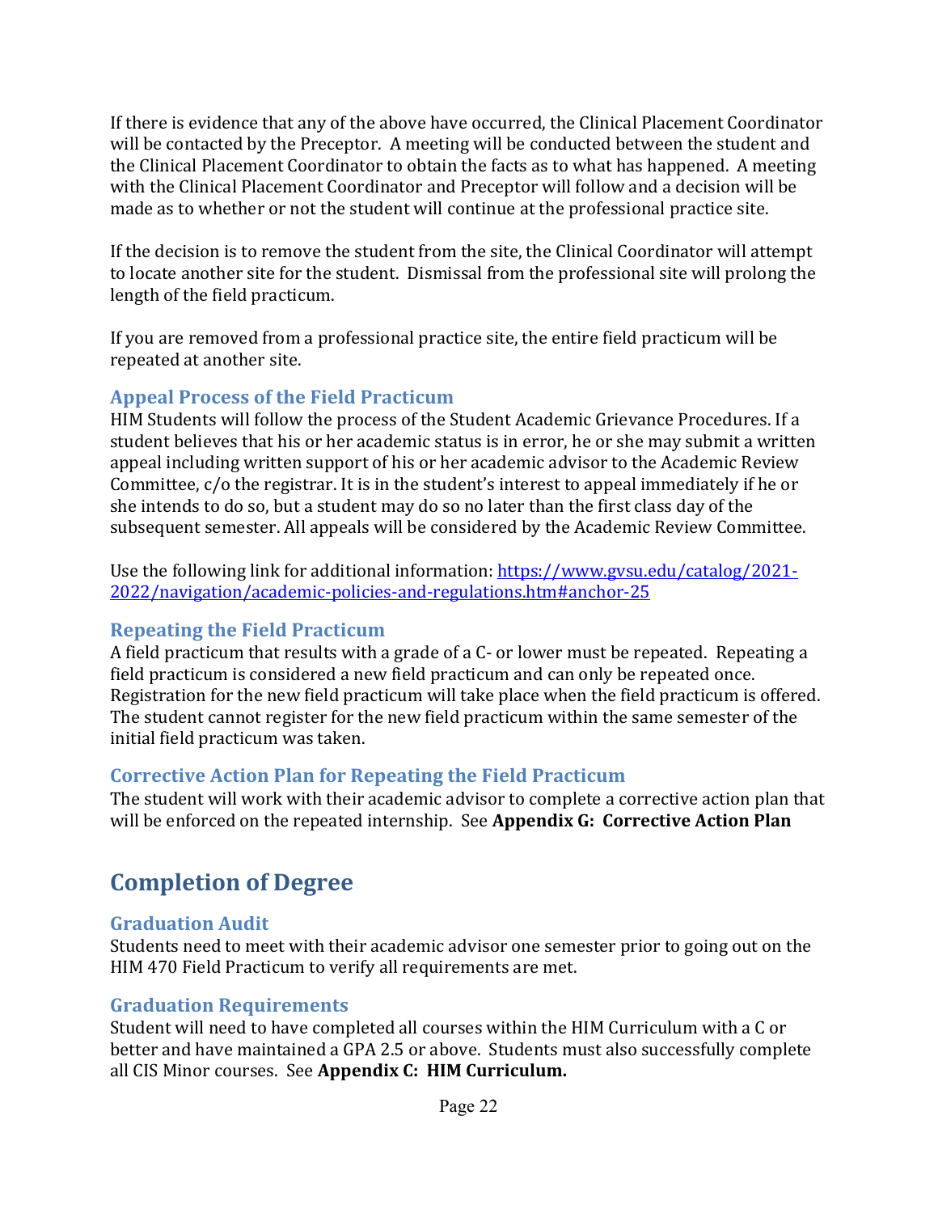If there is evidence that any of the above have occurred, the Clinical Placement Coordinator will be contacted by the Preceptor. A meeting will be conducted between the student and the Clinical Placement Coordinator to obtain the facts as to what has happened. A meeting with the Clinical Placement Coordinator and Preceptor will follow and a decision will be made as to whether or not the student will continue at the professional practice site.

If the decision is to remove the student from the site, the Clinical Coordinator will attempt to locate another site for the student. Dismissal from the professional site will prolong the length of the field practicum.

If you are removed from a professional practice site, the entire field practicum will be repeated at another site.

### Appeal Process of the Field Practicum

HIM Students will follow the process of the Student Academic Grievance Procedures. If a student believes that his or her academic status is in error, he or she may submit a written appeal including written support of his or her academic advisor to the Academic Review Committee, c/o the registrar. It is in the student's interest to appeal immediately if he or she intends to do so, but a student may do so no later than the first class day of the subsequent semester. All appeals will be considered by the Academic Review Committee.

Use the following link for additional information: [https://www.gvsu.edu/catalog/2021-2022/navigation/academic-policies-and-regulations.htm#anchor-25](https://www.gvsu.edu/catalog/2021-2022/navigation/academic-policies-and-regulations.htm#anchor-25)

### Repeating the Field Practicum

A field practicum that results with a grade of a C- or lower must be repeated. Repeating a field practicum is considered a new field practicum and can only be repeated once. Registration for the new field practicum will take place when the field practicum is offered. The student cannot register for the new field practicum within the same semester of the initial field practicum was taken.

### Corrective Action Plan for Repeating the Field Practicum

The student will work with their academic advisor to complete a corrective action plan that will be enforced on the repeated internship. See **Appendix G: Corrective Action Plan**

## Completion of Degree

### Graduation Audit

Students need to meet with their academic advisor one semester prior to going out on the HIM 470 Field Practicum to verify all requirements are met.

### Graduation Requirements

Student will need to have completed all courses within the HIM Curriculum with a C or better and have maintained a GPA 2.5 or above. Students must also successfully complete all CIS Minor courses. See **Appendix C: HIM Curriculum.**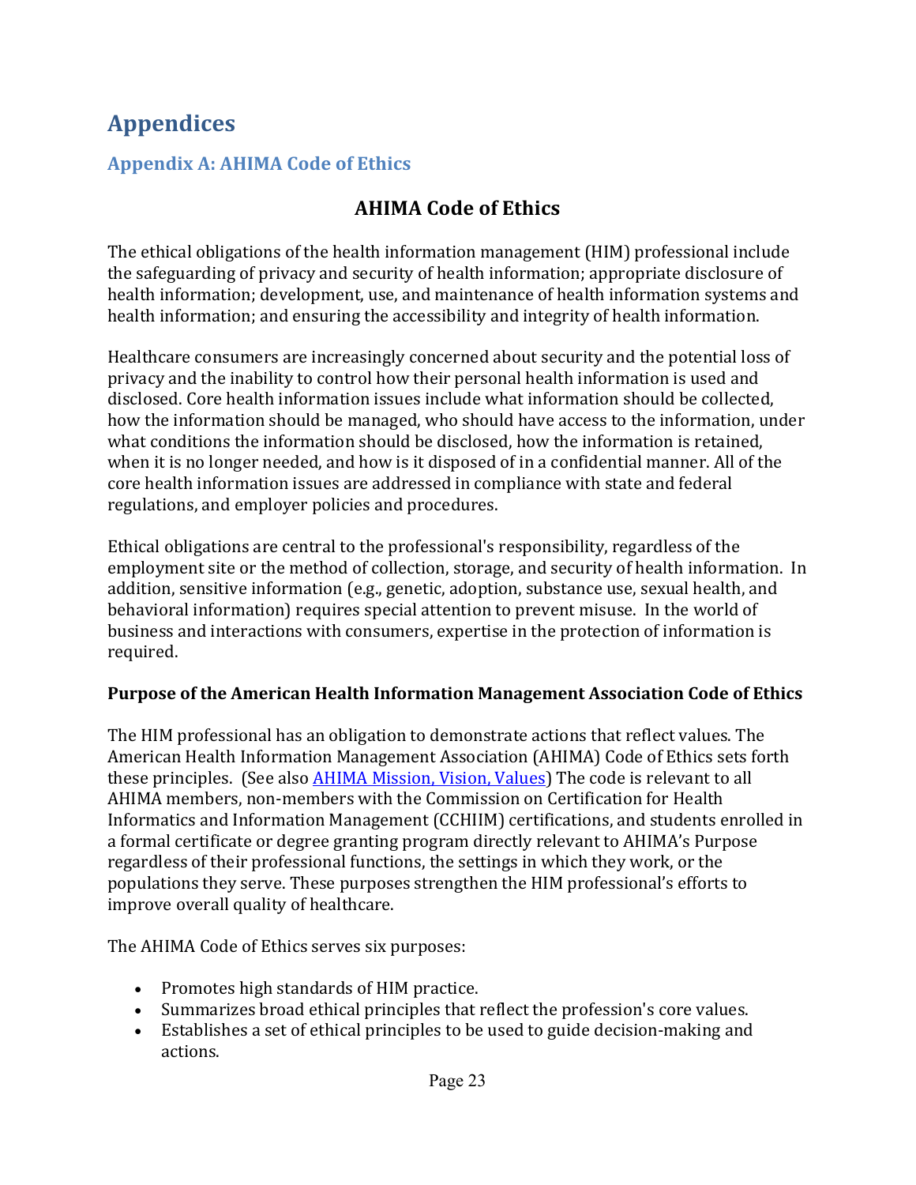# Appendices

## Appendix A: AHIMA Code of Ethics

### AHIMA Code of Ethics

The ethical obligations of the health information management (HIM) professional include the safeguarding of privacy and security of health information; appropriate disclosure of health information; development, use, and maintenance of health information systems and health information; and ensuring the accessibility and integrity of health information.

Healthcare consumers are increasingly concerned about security and the potential loss of privacy and the inability to control how their personal health information is used and disclosed. Core health information issues include what information should be collected, how the information should be managed, who should have access to the information, under what conditions the information should be disclosed, how the information is retained, when it is no longer needed, and how is it disposed of in a confidential manner. All of the core health information issues are addressed in compliance with state and federal regulations, and employer policies and procedures.

Ethical obligations are central to the professional's responsibility, regardless of the employment site or the method of collection, storage, and security of health information. In addition, sensitive information (e.g., genetic, adoption, substance use, sexual health, and behavioral information) requires special attention to prevent misuse. In the world of business and interactions with consumers, expertise in the protection of information is required.

**Purpose of the American Health Information Management Association Code of Ethics**

The HIM professional has an obligation to demonstrate actions that reflect values. The American Health Information Management Association (AHIMA) Code of Ethics sets forth these principles. (See also [AHIMA Mission, Vision, Values]) The code is relevant to all AHIMA members, non-members with the Commission on Certification for Health Informatics and Information Management (CCHIIM) certifications, and students enrolled in a formal certificate or degree granting program directly relevant to AHIMA's Purpose regardless of their professional functions, the settings in which they work, or the populations they serve. These purposes strengthen the HIM professional's efforts to improve overall quality of healthcare.

The AHIMA Code of Ethics serves six purposes:

- Promotes high standards of HIM practice.
- Summarizes broad ethical principles that reflect the profession's core values.
- Establishes a set of ethical principles to be used to guide decision-making and actions.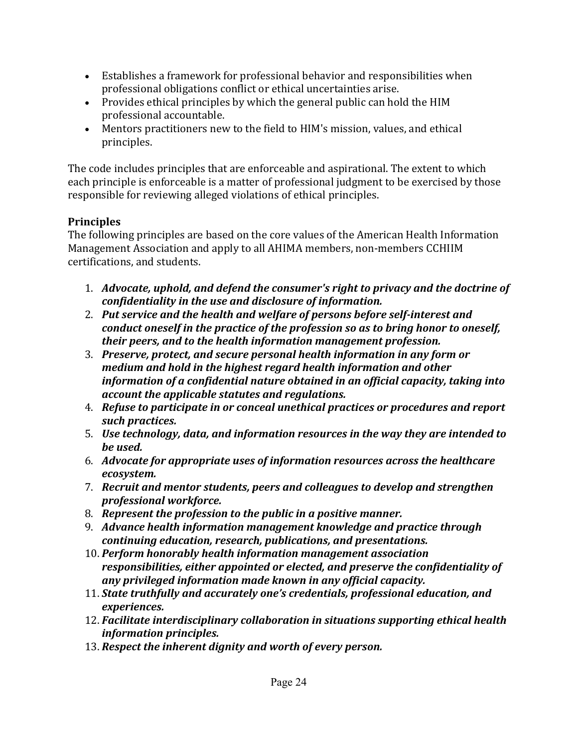- Establishes a framework for professional behavior and responsibilities when professional obligations conflict or ethical uncertainties arise.
- Provides ethical principles by which the general public can hold the HIM professional accountable.
- Mentors practitioners new to the field to HIM's mission, values, and ethical principles.

The code includes principles that are enforceable and aspirational. The extent to which each principle is enforceable is a matter of professional judgment to be exercised by those responsible for reviewing alleged violations of ethical principles.

**Principles**

The following principles are based on the core values of the American Health Information Management Association and apply to all AHIMA members, non-members CCHIIM certifications, and students.

1. ***Advocate, uphold, and defend the consumer's right to privacy and the doctrine of confidentiality in the use and disclosure of information.***
2. ***Put service and the health and welfare of persons before self-interest and conduct oneself in the practice of the profession so as to bring honor to oneself, their peers, and to the health information management profession.***
3. ***Preserve, protect, and secure personal health information in any form or medium and hold in the highest regard health information and other information of a confidential nature obtained in an official capacity, taking into account the applicable statutes and regulations.***
4. ***Refuse to participate in or conceal unethical practices or procedures and report such practices.***
5. ***Use technology, data, and information resources in the way they are intended to be used.***
6. ***Advocate for appropriate uses of information resources across the healthcare ecosystem.***
7. ***Recruit and mentor students, peers and colleagues to develop and strengthen professional workforce.***
8. ***Represent the profession to the public in a positive manner.***
9. ***Advance health information management knowledge and practice through continuing education, research, publications, and presentations.***
10. ***Perform honorably health information management association responsibilities, either appointed or elected, and preserve the confidentiality of any privileged information made known in any official capacity.***
11. ***State truthfully and accurately one's credentials, professional education, and experiences.***
12. ***Facilitate interdisciplinary collaboration in situations supporting ethical health information principles.***
13. ***Respect the inherent dignity and worth of every person.***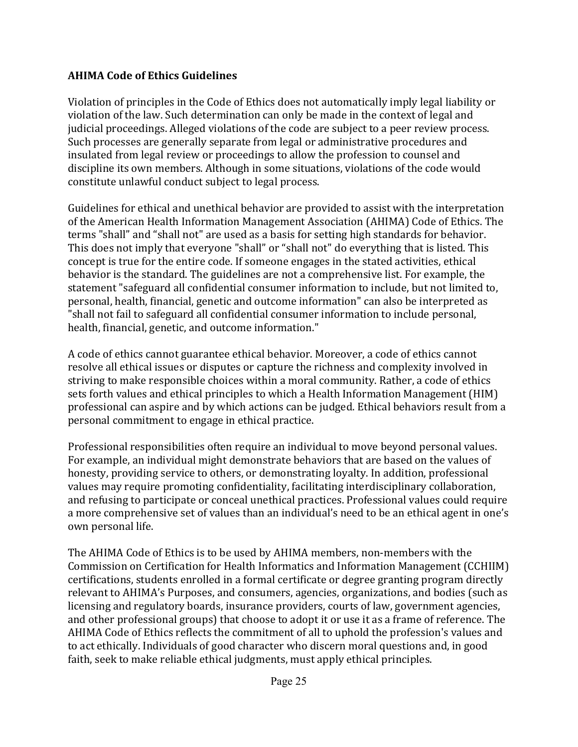**AHIMA Code of Ethics Guidelines**

Violation of principles in the Code of Ethics does not automatically imply legal liability or violation of the law. Such determination can only be made in the context of legal and judicial proceedings. Alleged violations of the code are subject to a peer review process. Such processes are generally separate from legal or administrative procedures and insulated from legal review or proceedings to allow the profession to counsel and discipline its own members. Although in some situations, violations of the code would constitute unlawful conduct subject to legal process.

Guidelines for ethical and unethical behavior are provided to assist with the interpretation of the American Health Information Management Association (AHIMA) Code of Ethics. The terms "shall" and "shall not" are used as a basis for setting high standards for behavior. This does not imply that everyone "shall" or "shall not" do everything that is listed. This concept is true for the entire code. If someone engages in the stated activities, ethical behavior is the standard. The guidelines are not a comprehensive list. For example, the statement "safeguard all confidential consumer information to include, but not limited to, personal, health, financial, genetic and outcome information" can also be interpreted as "shall not fail to safeguard all confidential consumer information to include personal, health, financial, genetic, and outcome information."

A code of ethics cannot guarantee ethical behavior. Moreover, a code of ethics cannot resolve all ethical issues or disputes or capture the richness and complexity involved in striving to make responsible choices within a moral community. Rather, a code of ethics sets forth values and ethical principles to which a Health Information Management (HIM) professional can aspire and by which actions can be judged. Ethical behaviors result from a personal commitment to engage in ethical practice.

Professional responsibilities often require an individual to move beyond personal values. For example, an individual might demonstrate behaviors that are based on the values of honesty, providing service to others, or demonstrating loyalty. In addition, professional values may require promoting confidentiality, facilitating interdisciplinary collaboration, and refusing to participate or conceal unethical practices. Professional values could require a more comprehensive set of values than an individual's need to be an ethical agent in one's own personal life.

The AHIMA Code of Ethics is to be used by AHIMA members, non-members with the Commission on Certification for Health Informatics and Information Management (CCHIIM) certifications, students enrolled in a formal certificate or degree granting program directly relevant to AHIMA's Purposes, and consumers, agencies, organizations, and bodies (such as licensing and regulatory boards, insurance providers, courts of law, government agencies, and other professional groups) that choose to adopt it or use it as a frame of reference. The AHIMA Code of Ethics reflects the commitment of all to uphold the profession's values and to act ethically. Individuals of good character who discern moral questions and, in good faith, seek to make reliable ethical judgments, must apply ethical principles.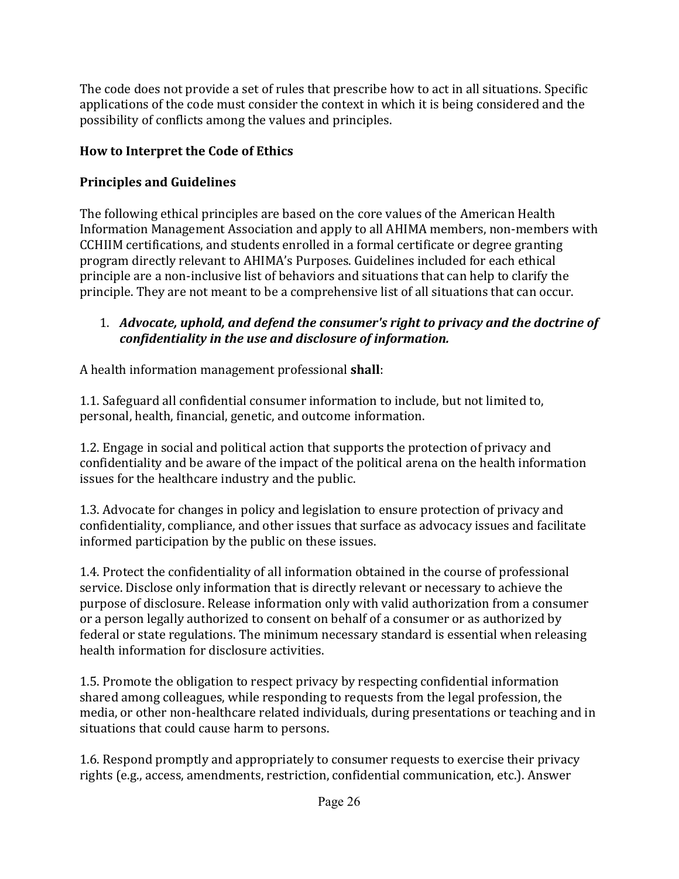The code does not provide a set of rules that prescribe how to act in all situations. Specific applications of the code must consider the context in which it is being considered and the possibility of conflicts among the values and principles.

## How to Interpret the Code of Ethics

## Principles and Guidelines

The following ethical principles are based on the core values of the American Health Information Management Association and apply to all AHIMA members, non-members with CCHIIM certifications, and students enrolled in a formal certificate or degree granting program directly relevant to AHIMA's Purposes. Guidelines included for each ethical principle are a non-inclusive list of behaviors and situations that can help to clarify the principle. They are not meant to be a comprehensive list of all situations that can occur.

1. ***Advocate, uphold, and defend the consumer's right to privacy and the doctrine of confidentiality in the use and disclosure of information.***

A health information management professional **shall**:

1.1. Safeguard all confidential consumer information to include, but not limited to, personal, health, financial, genetic, and outcome information.

1.2. Engage in social and political action that supports the protection of privacy and confidentiality and be aware of the impact of the political arena on the health information issues for the healthcare industry and the public.

1.3. Advocate for changes in policy and legislation to ensure protection of privacy and confidentiality, compliance, and other issues that surface as advocacy issues and facilitate informed participation by the public on these issues.

1.4. Protect the confidentiality of all information obtained in the course of professional service. Disclose only information that is directly relevant or necessary to achieve the purpose of disclosure. Release information only with valid authorization from a consumer or a person legally authorized to consent on behalf of a consumer or as authorized by federal or state regulations. The minimum necessary standard is essential when releasing health information for disclosure activities.

1.5. Promote the obligation to respect privacy by respecting confidential information shared among colleagues, while responding to requests from the legal profession, the media, or other non-healthcare related individuals, during presentations or teaching and in situations that could cause harm to persons.

1.6. Respond promptly and appropriately to consumer requests to exercise their privacy rights (e.g., access, amendments, restriction, confidential communication, etc.). Answer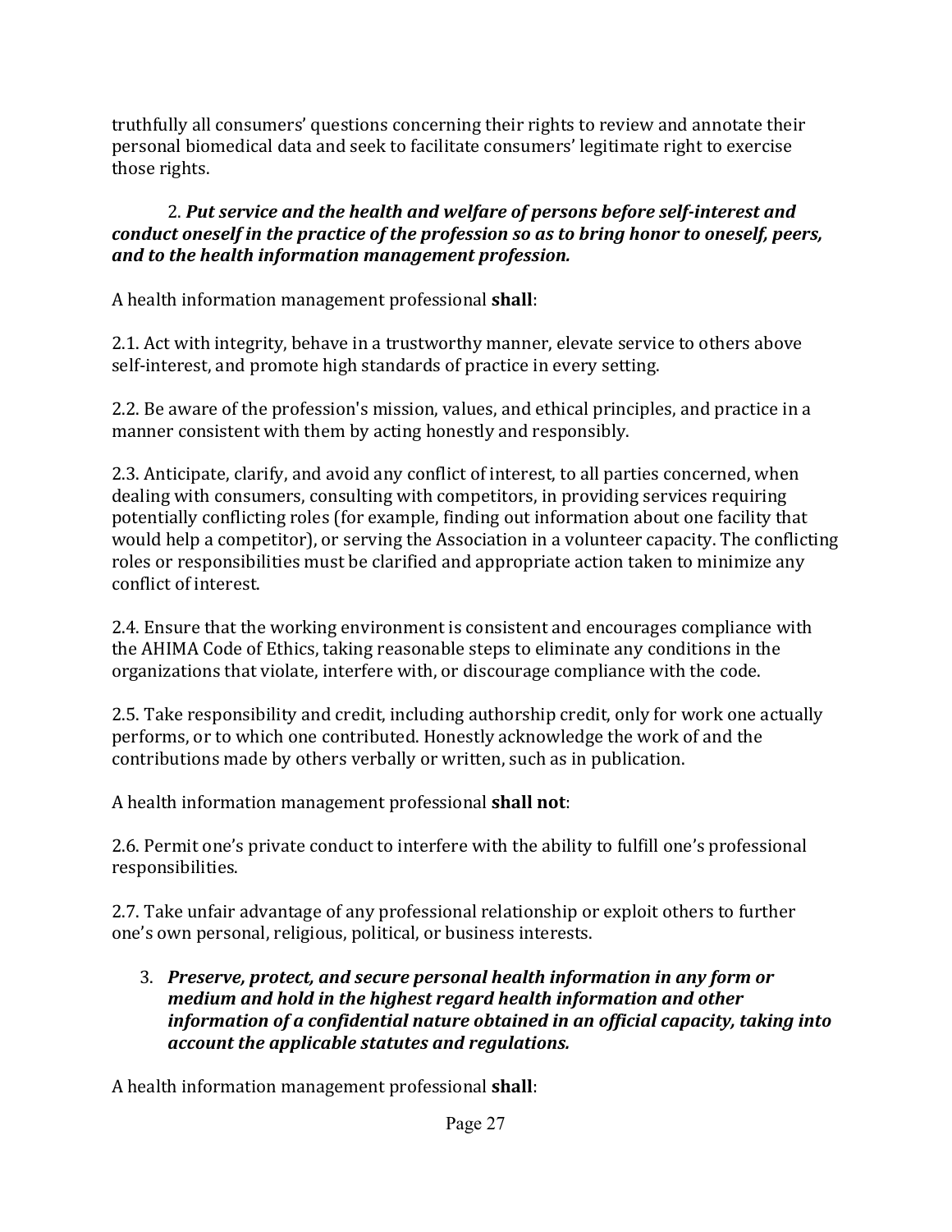truthfully all consumers' questions concerning their rights to review and annotate their personal biomedical data and seek to facilitate consumers' legitimate right to exercise those rights.

2. ***Put service and the health and welfare of persons before self-interest and conduct oneself in the practice of the profession so as to bring honor to oneself, peers, and to the health information management profession.***

A health information management professional **shall**:

2.1. Act with integrity, behave in a trustworthy manner, elevate service to others above self-interest, and promote high standards of practice in every setting.

2.2. Be aware of the profession's mission, values, and ethical principles, and practice in a manner consistent with them by acting honestly and responsibly.

2.3. Anticipate, clarify, and avoid any conflict of interest, to all parties concerned, when dealing with consumers, consulting with competitors, in providing services requiring potentially conflicting roles (for example, finding out information about one facility that would help a competitor), or serving the Association in a volunteer capacity. The conflicting roles or responsibilities must be clarified and appropriate action taken to minimize any conflict of interest.

2.4. Ensure that the working environment is consistent and encourages compliance with the AHIMA Code of Ethics, taking reasonable steps to eliminate any conditions in the organizations that violate, interfere with, or discourage compliance with the code.

2.5. Take responsibility and credit, including authorship credit, only for work one actually performs, or to which one contributed. Honestly acknowledge the work of and the contributions made by others verbally or written, such as in publication.

A health information management professional **shall not**:

2.6. Permit one's private conduct to interfere with the ability to fulfill one's professional responsibilities.

2.7. Take unfair advantage of any professional relationship or exploit others to further one's own personal, religious, political, or business interests.

3. ***Preserve, protect, and secure personal health information in any form or medium and hold in the highest regard health information and other information of a confidential nature obtained in an official capacity, taking into account the applicable statutes and regulations.***

A health information management professional **shall**: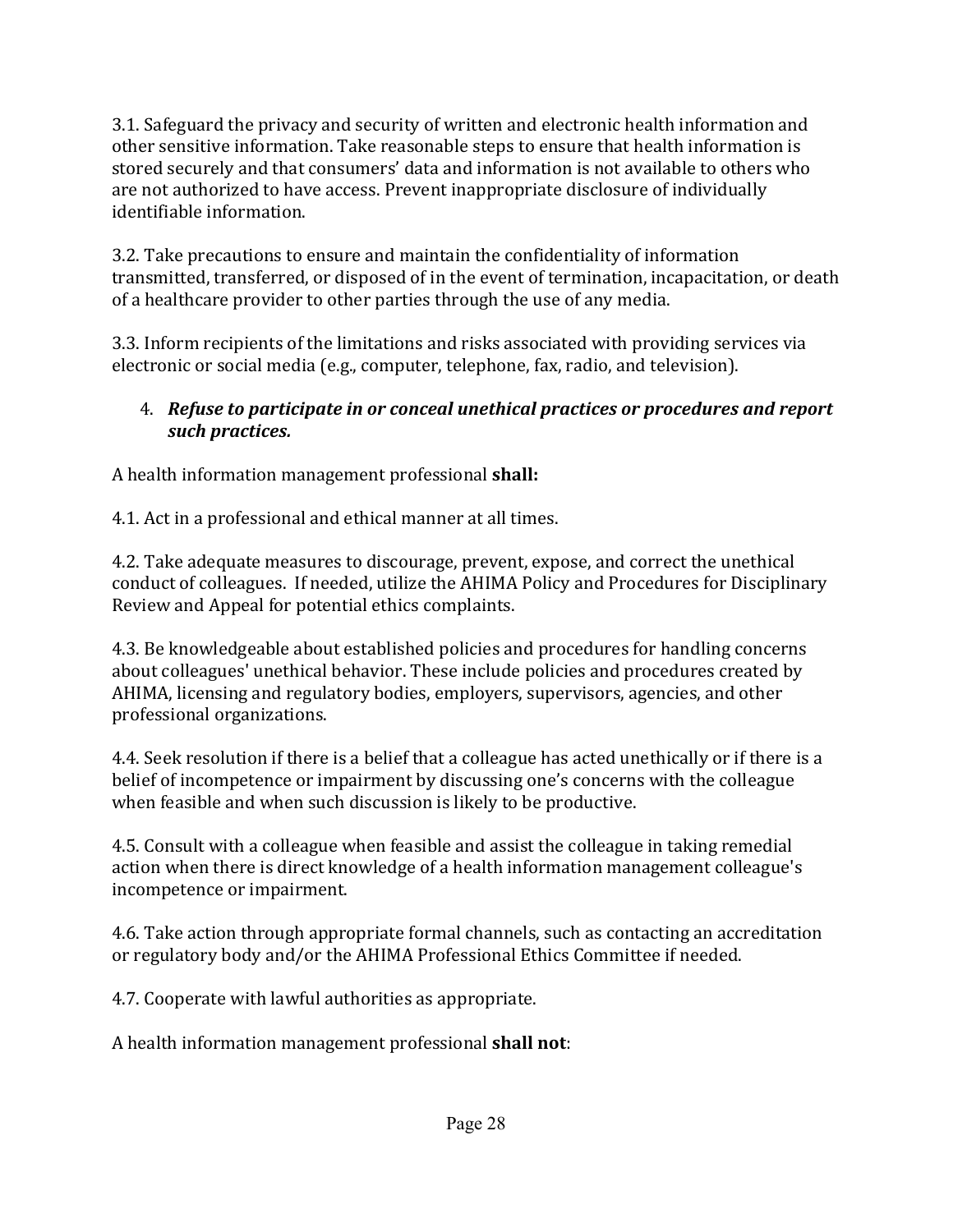3.1. Safeguard the privacy and security of written and electronic health information and other sensitive information. Take reasonable steps to ensure that health information is stored securely and that consumers' data and information is not available to others who are not authorized to have access. Prevent inappropriate disclosure of individually identifiable information.

3.2. Take precautions to ensure and maintain the confidentiality of information transmitted, transferred, or disposed of in the event of termination, incapacitation, or death of a healthcare provider to other parties through the use of any media.

3.3. Inform recipients of the limitations and risks associated with providing services via electronic or social media (e.g., computer, telephone, fax, radio, and television).

4. ***Refuse to participate in or conceal unethical practices or procedures and report such practices.***

A health information management professional **shall:**

4.1. Act in a professional and ethical manner at all times.

4.2. Take adequate measures to discourage, prevent, expose, and correct the unethical conduct of colleagues. If needed, utilize the AHIMA Policy and Procedures for Disciplinary Review and Appeal for potential ethics complaints.

4.3. Be knowledgeable about established policies and procedures for handling concerns about colleagues' unethical behavior. These include policies and procedures created by AHIMA, licensing and regulatory bodies, employers, supervisors, agencies, and other professional organizations.

4.4. Seek resolution if there is a belief that a colleague has acted unethically or if there is a belief of incompetence or impairment by discussing one's concerns with the colleague when feasible and when such discussion is likely to be productive.

4.5. Consult with a colleague when feasible and assist the colleague in taking remedial action when there is direct knowledge of a health information management colleague's incompetence or impairment.

4.6. Take action through appropriate formal channels, such as contacting an accreditation or regulatory body and/or the AHIMA Professional Ethics Committee if needed.

4.7. Cooperate with lawful authorities as appropriate.

A health information management professional **shall not**: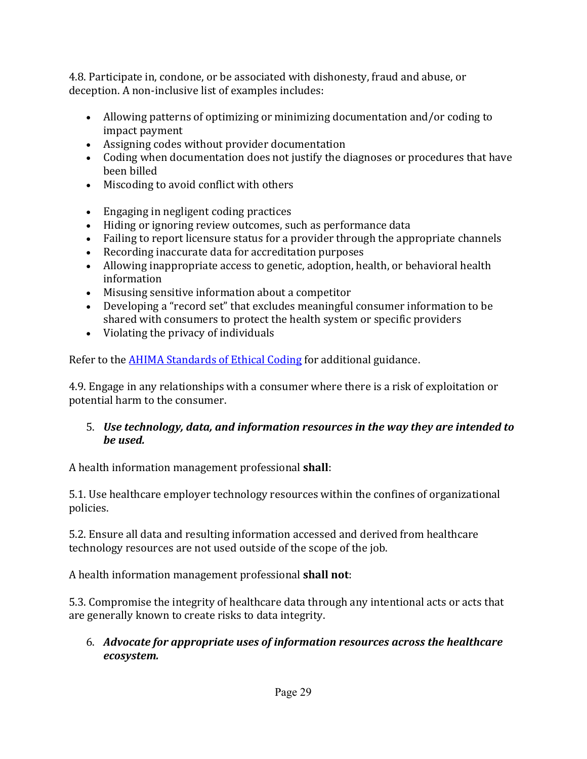4.8. Participate in, condone, or be associated with dishonesty, fraud and abuse, or deception. A non-inclusive list of examples includes:

- Allowing patterns of optimizing or minimizing documentation and/or coding to impact payment
- Assigning codes without provider documentation
- Coding when documentation does not justify the diagnoses or procedures that have been billed
- Miscoding to avoid conflict with others
- Engaging in negligent coding practices
- Hiding or ignoring review outcomes, such as performance data
- Failing to report licensure status for a provider through the appropriate channels
- Recording inaccurate data for accreditation purposes
- Allowing inappropriate access to genetic, adoption, health, or behavioral health information
- Misusing sensitive information about a competitor
- Developing a "record set" that excludes meaningful consumer information to be shared with consumers to protect the health system or specific providers
- Violating the privacy of individuals

Refer to the [AHIMA Standards of Ethical Coding]() for additional guidance.

4.9. Engage in any relationships with a consumer where there is a risk of exploitation or potential harm to the consumer.

5. ***Use technology, data, and information resources in the way they are intended to be used.***

A health information management professional **shall**:

5.1. Use healthcare employer technology resources within the confines of organizational policies.

5.2. Ensure all data and resulting information accessed and derived from healthcare technology resources are not used outside of the scope of the job.

A health information management professional **shall not**:

5.3. Compromise the integrity of healthcare data through any intentional acts or acts that are generally known to create risks to data integrity.

6. ***Advocate for appropriate uses of information resources across the healthcare ecosystem.***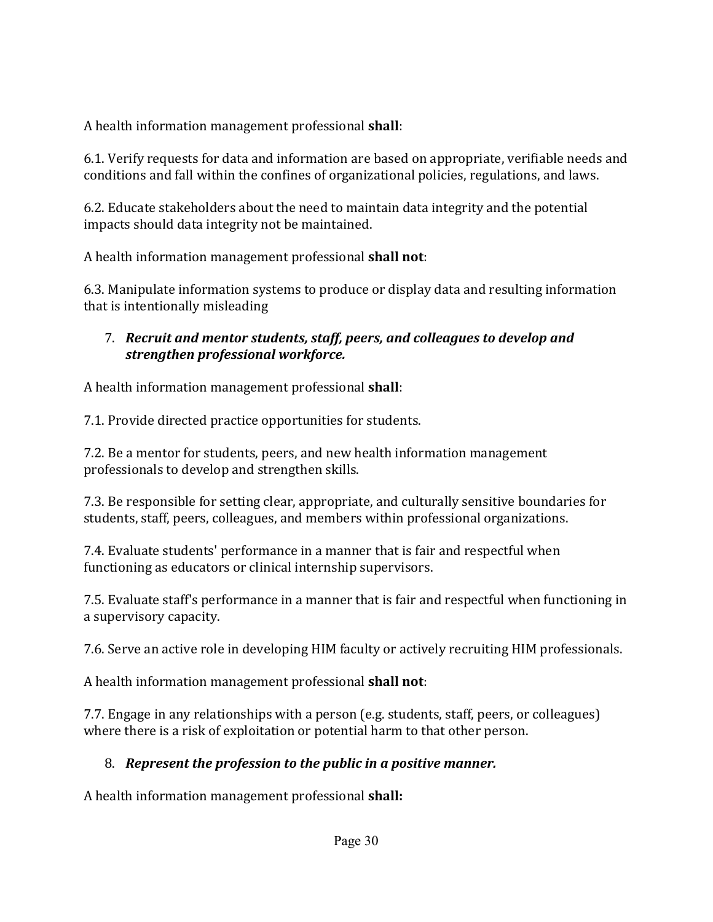A health information management professional **shall**:

6.1. Verify requests for data and information are based on appropriate, verifiable needs and conditions and fall within the confines of organizational policies, regulations, and laws.

6.2. Educate stakeholders about the need to maintain data integrity and the potential impacts should data integrity not be maintained.

A health information management professional **shall not**:

6.3. Manipulate information systems to produce or display data and resulting information that is intentionally misleading

7. ***Recruit and mentor students, staff, peers, and colleagues to develop and strengthen professional workforce.***

A health information management professional **shall**:

7.1. Provide directed practice opportunities for students.

7.2. Be a mentor for students, peers, and new health information management professionals to develop and strengthen skills.

7.3. Be responsible for setting clear, appropriate, and culturally sensitive boundaries for students, staff, peers, colleagues, and members within professional organizations.

7.4. Evaluate students' performance in a manner that is fair and respectful when functioning as educators or clinical internship supervisors.

7.5. Evaluate staff's performance in a manner that is fair and respectful when functioning in a supervisory capacity.

7.6. Serve an active role in developing HIM faculty or actively recruiting HIM professionals.

A health information management professional **shall not**:

7.7. Engage in any relationships with a person (e.g. students, staff, peers, or colleagues) where there is a risk of exploitation or potential harm to that other person.

8. ***Represent the profession to the public in a positive manner.***

A health information management professional **shall:**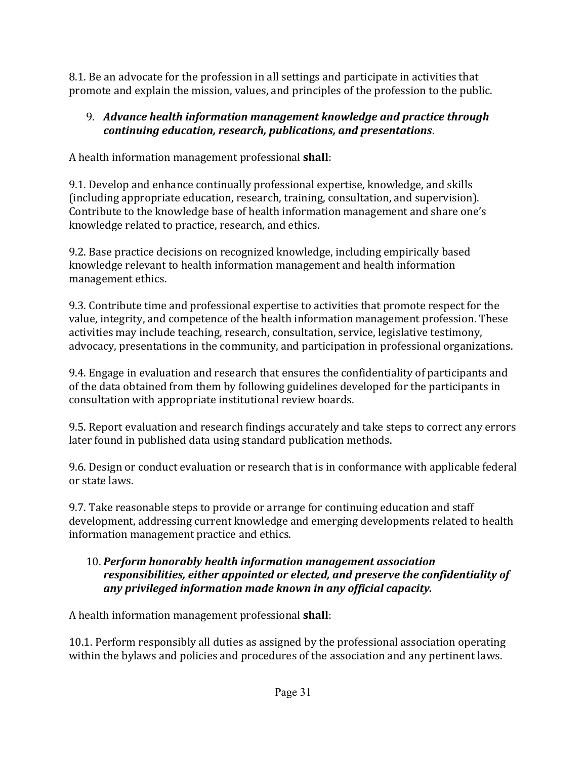8.1. Be an advocate for the profession in all settings and participate in activities that promote and explain the mission, values, and principles of the profession to the public.

9. ***Advance health information management knowledge and practice through continuing education, research, publications, and presentations***.

A health information management professional **shall**:

9.1. Develop and enhance continually professional expertise, knowledge, and skills (including appropriate education, research, training, consultation, and supervision). Contribute to the knowledge base of health information management and share one's knowledge related to practice, research, and ethics.

9.2. Base practice decisions on recognized knowledge, including empirically based knowledge relevant to health information management and health information management ethics.

9.3. Contribute time and professional expertise to activities that promote respect for the value, integrity, and competence of the health information management profession. These activities may include teaching, research, consultation, service, legislative testimony, advocacy, presentations in the community, and participation in professional organizations.

9.4. Engage in evaluation and research that ensures the confidentiality of participants and of the data obtained from them by following guidelines developed for the participants in consultation with appropriate institutional review boards.

9.5. Report evaluation and research findings accurately and take steps to correct any errors later found in published data using standard publication methods.

9.6. Design or conduct evaluation or research that is in conformance with applicable federal or state laws.

9.7. Take reasonable steps to provide or arrange for continuing education and staff development, addressing current knowledge and emerging developments related to health information management practice and ethics.

10. ***Perform honorably health information management association responsibilities, either appointed or elected, and preserve the confidentiality of any privileged information made known in any official capacity.***

A health information management professional **shall**:

10.1. Perform responsibly all duties as assigned by the professional association operating within the bylaws and policies and procedures of the association and any pertinent laws.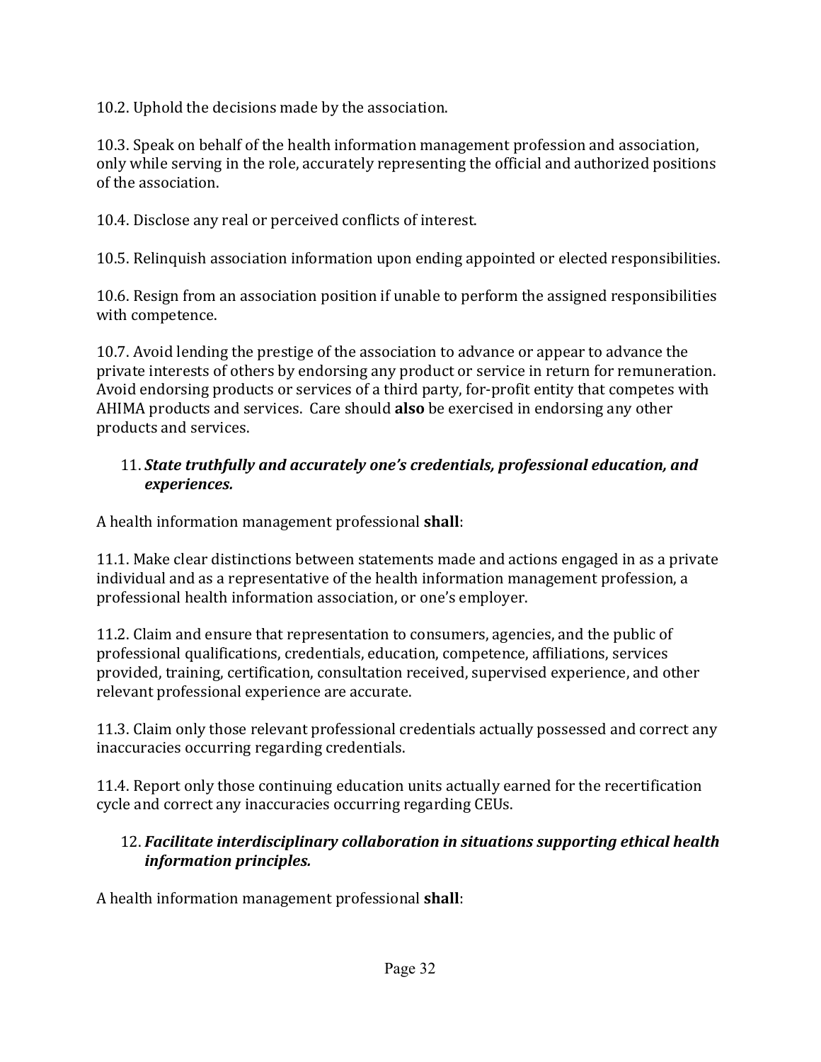10.2. Uphold the decisions made by the association.

10.3. Speak on behalf of the health information management profession and association, only while serving in the role, accurately representing the official and authorized positions of the association.

10.4. Disclose any real or perceived conflicts of interest.

10.5. Relinquish association information upon ending appointed or elected responsibilities.

10.6. Resign from an association position if unable to perform the assigned responsibilities with competence.

10.7. Avoid lending the prestige of the association to advance or appear to advance the private interests of others by endorsing any product or service in return for remuneration. Avoid endorsing products or services of a third party, for-profit entity that competes with AHIMA products and services. Care should **also** be exercised in endorsing any other products and services.

11. ***State truthfully and accurately one's credentials, professional education, and experiences.***

A health information management professional **shall**:

11.1. Make clear distinctions between statements made and actions engaged in as a private individual and as a representative of the health information management profession, a professional health information association, or one's employer.

11.2. Claim and ensure that representation to consumers, agencies, and the public of professional qualifications, credentials, education, competence, affiliations, services provided, training, certification, consultation received, supervised experience, and other relevant professional experience are accurate.

11.3. Claim only those relevant professional credentials actually possessed and correct any inaccuracies occurring regarding credentials.

11.4. Report only those continuing education units actually earned for the recertification cycle and correct any inaccuracies occurring regarding CEUs.

12. ***Facilitate interdisciplinary collaboration in situations supporting ethical health information principles.***

A health information management professional **shall**: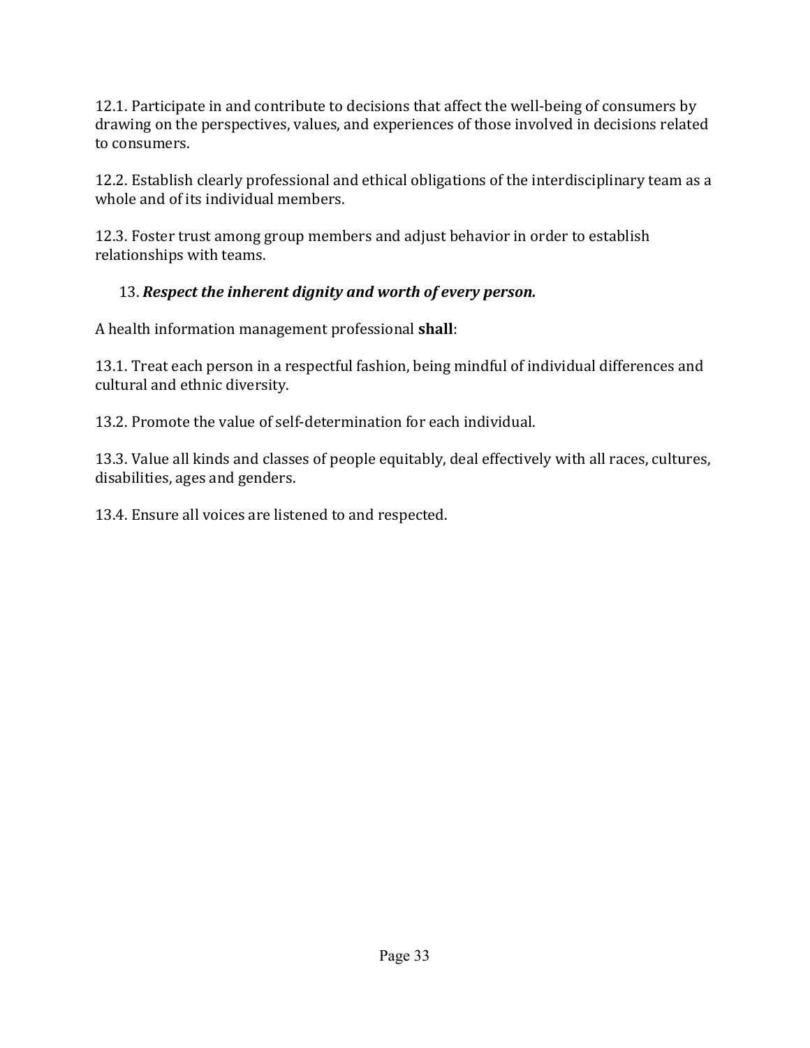12.1. Participate in and contribute to decisions that affect the well-being of consumers by drawing on the perspectives, values, and experiences of those involved in decisions related to consumers.

12.2. Establish clearly professional and ethical obligations of the interdisciplinary team as a whole and of its individual members.

12.3. Foster trust among group members and adjust behavior in order to establish relationships with teams.

13. ***Respect the inherent dignity and worth of every person.***

A health information management professional **shall**:

13.1. Treat each person in a respectful fashion, being mindful of individual differences and cultural and ethnic diversity.

13.2. Promote the value of self-determination for each individual.

13.3. Value all kinds and classes of people equitably, deal effectively with all races, cultures, disabilities, ages and genders.

13.4. Ensure all voices are listened to and respected.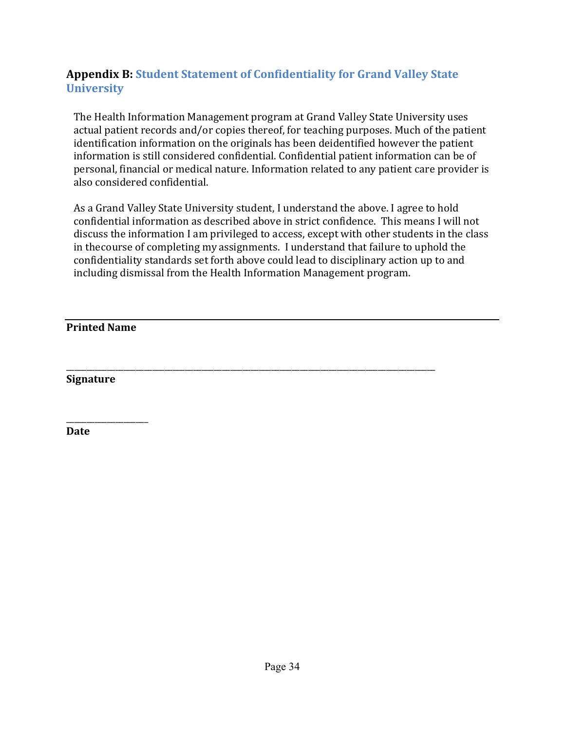## **Appendix B:** Student Statement of Confidentiality for Grand Valley State University

The Health Information Management program at Grand Valley State University uses actual patient records and/or copies thereof, for teaching purposes. Much of the patient identification information on the originals has been deidentified however the patient information is still considered confidential. Confidential patient information can be of personal, financial or medical nature. Information related to any patient care provider is also considered confidential.

As a Grand Valley State University student, I understand the above. I agree to hold confidential information as described above in strict confidence. This means I will not discuss the information I am privileged to access, except with other students in the class in thecourse of completing my assignments. I understand that failure to uphold the confidentiality standards set forth above could lead to disciplinary action up to and including dismissal from the Health Information Management program.

______________________________________________________________________________

**Printed Name**

______________________________________________________________________________

**Signature**

____________________

**Date**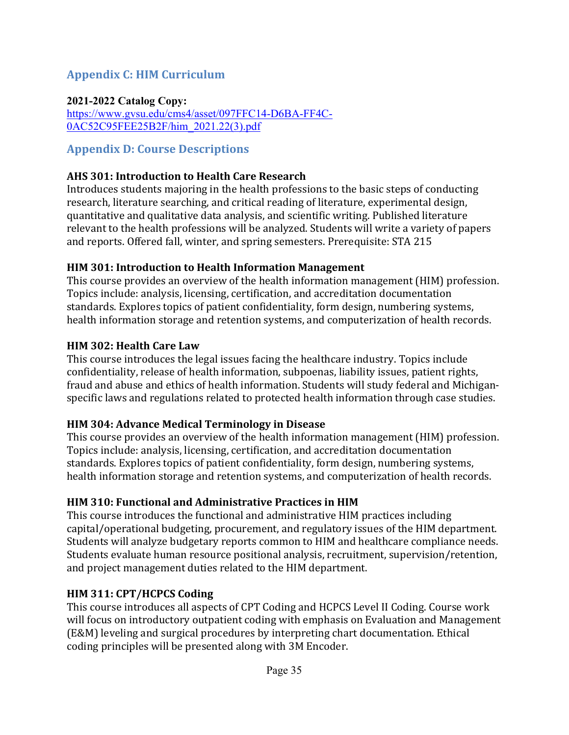## Appendix C: HIM Curriculum

**2021-2022 Catalog Copy:**
https://www.gvsu.edu/cms4/asset/097FFC14-D6BA-FF4C-0AC52C95FEE25B2F/him_2021.22(3).pdf

## Appendix D: Course Descriptions

**AHS 301: Introduction to Health Care Research**
Introduces students majoring in the health professions to the basic steps of conducting research, literature searching, and critical reading of literature, experimental design, quantitative and qualitative data analysis, and scientific writing. Published literature relevant to the health professions will be analyzed. Students will write a variety of papers and reports. Offered fall, winter, and spring semesters. Prerequisite: STA 215

**HIM 301: Introduction to Health Information Management**
This course provides an overview of the health information management (HIM) profession. Topics include: analysis, licensing, certification, and accreditation documentation standards. Explores topics of patient confidentiality, form design, numbering systems, health information storage and retention systems, and computerization of health records.

**HIM 302: Health Care Law**
This course introduces the legal issues facing the healthcare industry. Topics include confidentiality, release of health information, subpoenas, liability issues, patient rights, fraud and abuse and ethics of health information. Students will study federal and Michigan-specific laws and regulations related to protected health information through case studies.

**HIM 304: Advance Medical Terminology in Disease**
This course provides an overview of the health information management (HIM) profession. Topics include: analysis, licensing, certification, and accreditation documentation standards. Explores topics of patient confidentiality, form design, numbering systems, health information storage and retention systems, and computerization of health records.

**HIM 310: Functional and Administrative Practices in HIM**
This course introduces the functional and administrative HIM practices including capital/operational budgeting, procurement, and regulatory issues of the HIM department. Students will analyze budgetary reports common to HIM and healthcare compliance needs. Students evaluate human resource positional analysis, recruitment, supervision/retention, and project management duties related to the HIM department.

**HIM 311: CPT/HCPCS Coding**
This course introduces all aspects of CPT Coding and HCPCS Level II Coding. Course work will focus on introductory outpatient coding with emphasis on Evaluation and Management (E&M) leveling and surgical procedures by interpreting chart documentation. Ethical coding principles will be presented along with 3M Encoder.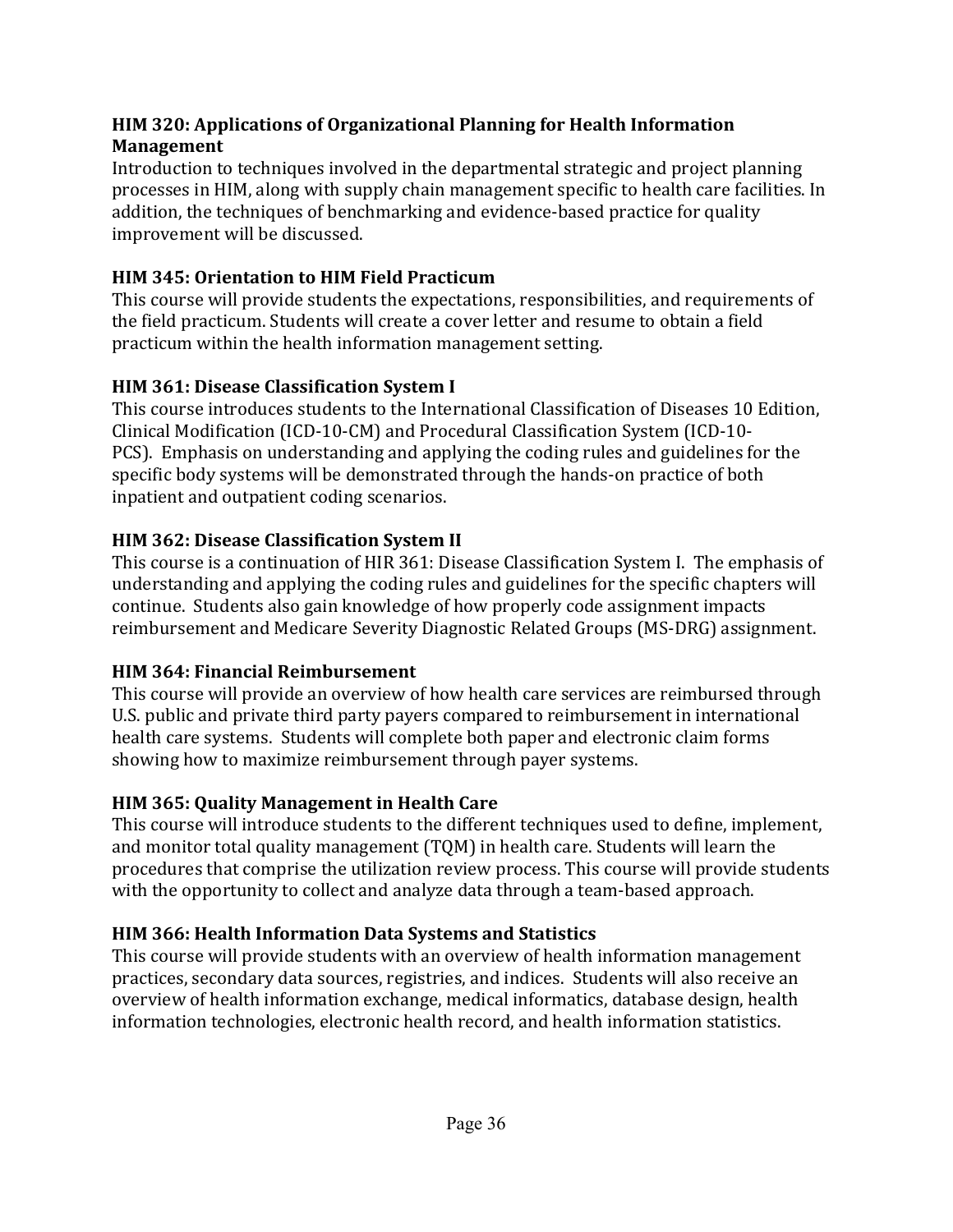**HIM 320: Applications of Organizational Planning for Health Information Management**

Introduction to techniques involved in the departmental strategic and project planning processes in HIM, along with supply chain management specific to health care facilities. In addition, the techniques of benchmarking and evidence-based practice for quality improvement will be discussed.

**HIM 345: Orientation to HIM Field Practicum**

This course will provide students the expectations, responsibilities, and requirements of the field practicum. Students will create a cover letter and resume to obtain a field practicum within the health information management setting.

**HIM 361: Disease Classification System I**

This course introduces students to the International Classification of Diseases 10 Edition, Clinical Modification (ICD-10-CM) and Procedural Classification System (ICD-10-PCS). Emphasis on understanding and applying the coding rules and guidelines for the specific body systems will be demonstrated through the hands-on practice of both inpatient and outpatient coding scenarios.

**HIM 362: Disease Classification System II**

This course is a continuation of HIR 361: Disease Classification System I. The emphasis of understanding and applying the coding rules and guidelines for the specific chapters will continue. Students also gain knowledge of how properly code assignment impacts reimbursement and Medicare Severity Diagnostic Related Groups (MS-DRG) assignment.

**HIM 364: Financial Reimbursement**

This course will provide an overview of how health care services are reimbursed through U.S. public and private third party payers compared to reimbursement in international health care systems. Students will complete both paper and electronic claim forms showing how to maximize reimbursement through payer systems.

**HIM 365: Quality Management in Health Care**

This course will introduce students to the different techniques used to define, implement, and monitor total quality management (TQM) in health care. Students will learn the procedures that comprise the utilization review process. This course will provide students with the opportunity to collect and analyze data through a team-based approach.

**HIM 366: Health Information Data Systems and Statistics**

This course will provide students with an overview of health information management practices, secondary data sources, registries, and indices. Students will also receive an overview of health information exchange, medical informatics, database design, health information technologies, electronic health record, and health information statistics.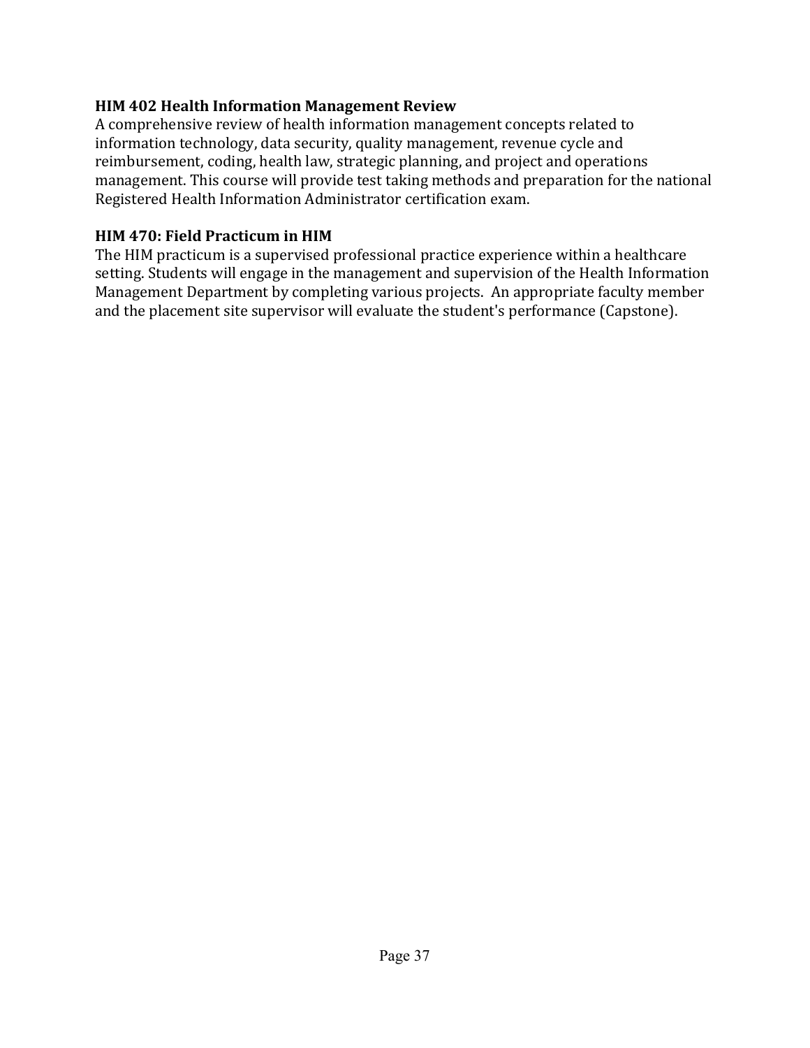**HIM 402 Health Information Management Review**
A comprehensive review of health information management concepts related to information technology, data security, quality management, revenue cycle and reimbursement, coding, health law, strategic planning, and project and operations management. This course will provide test taking methods and preparation for the national Registered Health Information Administrator certification exam.

**HIM 470: Field Practicum in HIM**
The HIM practicum is a supervised professional practice experience within a healthcare setting. Students will engage in the management and supervision of the Health Information Management Department by completing various projects. An appropriate faculty member and the placement site supervisor will evaluate the student's performance (Capstone).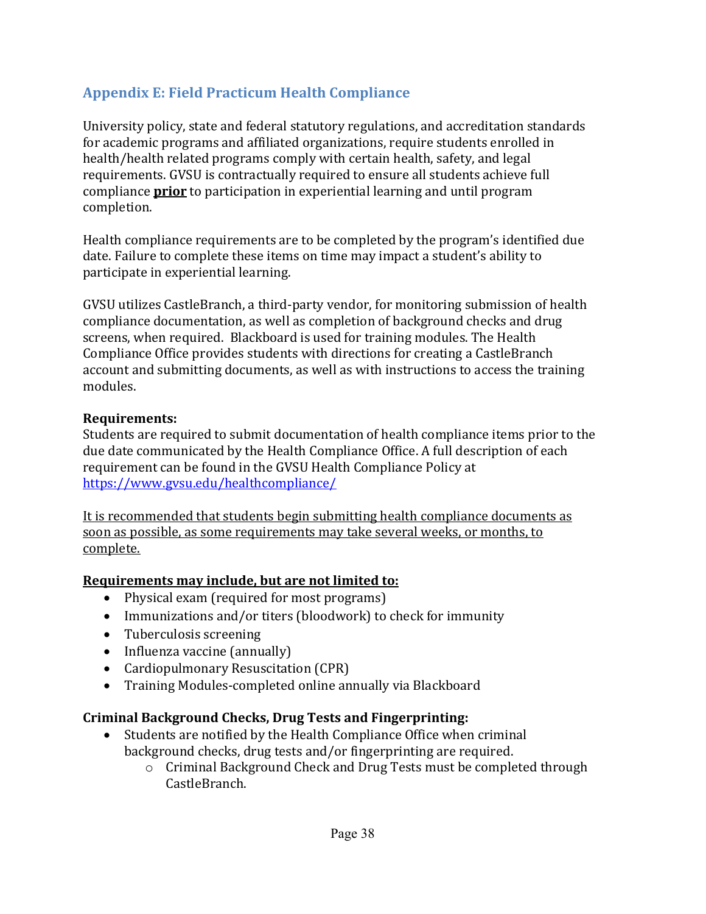## Appendix E: Field Practicum Health Compliance

University policy, state and federal statutory regulations, and accreditation standards for academic programs and affiliated organizations, require students enrolled in health/health related programs comply with certain health, safety, and legal requirements. GVSU is contractually required to ensure all students achieve full compliance **<u>prior</u>** to participation in experiential learning and until program completion.

Health compliance requirements are to be completed by the program's identified due date. Failure to complete these items on time may impact a student's ability to participate in experiential learning.

GVSU utilizes CastleBranch, a third-party vendor, for monitoring submission of health compliance documentation, as well as completion of background checks and drug screens, when required. Blackboard is used for training modules. The Health Compliance Office provides students with directions for creating a CastleBranch account and submitting documents, as well as with instructions to access the training modules.

**Requirements:**
Students are required to submit documentation of health compliance items prior to the due date communicated by the Health Compliance Office. A full description of each requirement can be found in the GVSU Health Compliance Policy at [https://www.gvsu.edu/healthcompliance/](https://www.gvsu.edu/healthcompliance/)

<u>It is recommended that students begin submitting health compliance documents as soon as possible, as some requirements may take several weeks, or months, to complete.</u>

**<u>Requirements may include, but are not limited to:</u>**

- Physical exam (required for most programs)
- Immunizations and/or titers (bloodwork) to check for immunity
- Tuberculosis screening
- Influenza vaccine (annually)
- Cardiopulmonary Resuscitation (CPR)
- Training Modules-completed online annually via Blackboard

**Criminal Background Checks, Drug Tests and Fingerprinting:**

- Students are notified by the Health Compliance Office when criminal background checks, drug tests and/or fingerprinting are required.
  - Criminal Background Check and Drug Tests must be completed through CastleBranch.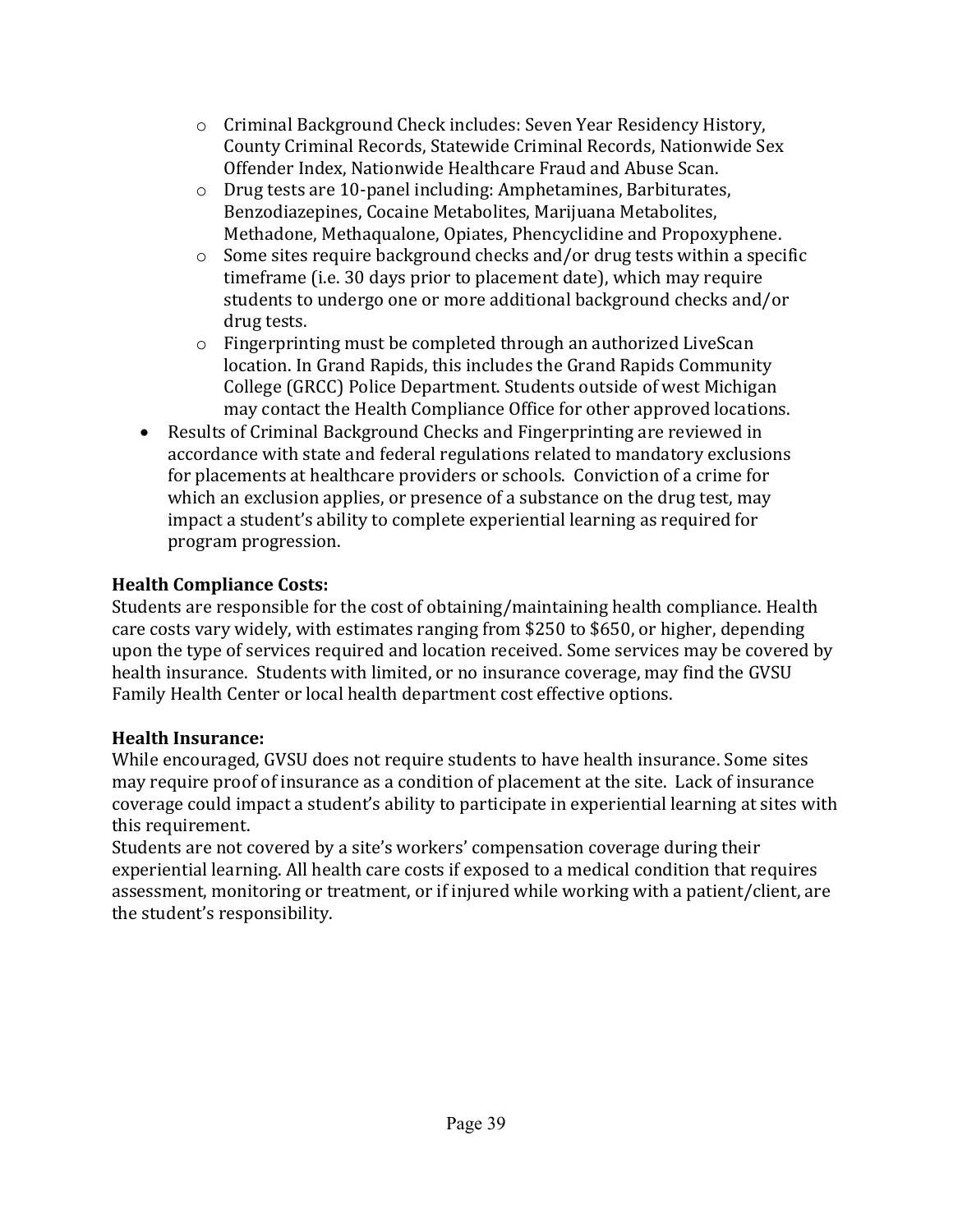- Criminal Background Check includes: Seven Year Residency History, County Criminal Records, Statewide Criminal Records, Nationwide Sex Offender Index, Nationwide Healthcare Fraud and Abuse Scan.
  - Drug tests are 10-panel including: Amphetamines, Barbiturates, Benzodiazepines, Cocaine Metabolites, Marijuana Metabolites, Methadone, Methaqualone, Opiates, Phencyclidine and Propoxyphene.
  - Some sites require background checks and/or drug tests within a specific timeframe (i.e. 30 days prior to placement date), which may require students to undergo one or more additional background checks and/or drug tests.
  - Fingerprinting must be completed through an authorized LiveScan location. In Grand Rapids, this includes the Grand Rapids Community College (GRCC) Police Department. Students outside of west Michigan may contact the Health Compliance Office for other approved locations.
- Results of Criminal Background Checks and Fingerprinting are reviewed in accordance with state and federal regulations related to mandatory exclusions for placements at healthcare providers or schools. Conviction of a crime for which an exclusion applies, or presence of a substance on the drug test, may impact a student's ability to complete experiential learning as required for program progression.

**Health Compliance Costs:**
Students are responsible for the cost of obtaining/maintaining health compliance. Health care costs vary widely, with estimates ranging from $250 to $650, or higher, depending upon the type of services required and location received. Some services may be covered by health insurance. Students with limited, or no insurance coverage, may find the GVSU Family Health Center or local health department cost effective options.

**Health Insurance:**
While encouraged, GVSU does not require students to have health insurance. Some sites may require proof of insurance as a condition of placement at the site. Lack of insurance coverage could impact a student's ability to participate in experiential learning at sites with this requirement.
Students are not covered by a site's workers' compensation coverage during their experiential learning. All health care costs if exposed to a medical condition that requires assessment, monitoring or treatment, or if injured while working with a patient/client, are the student's responsibility.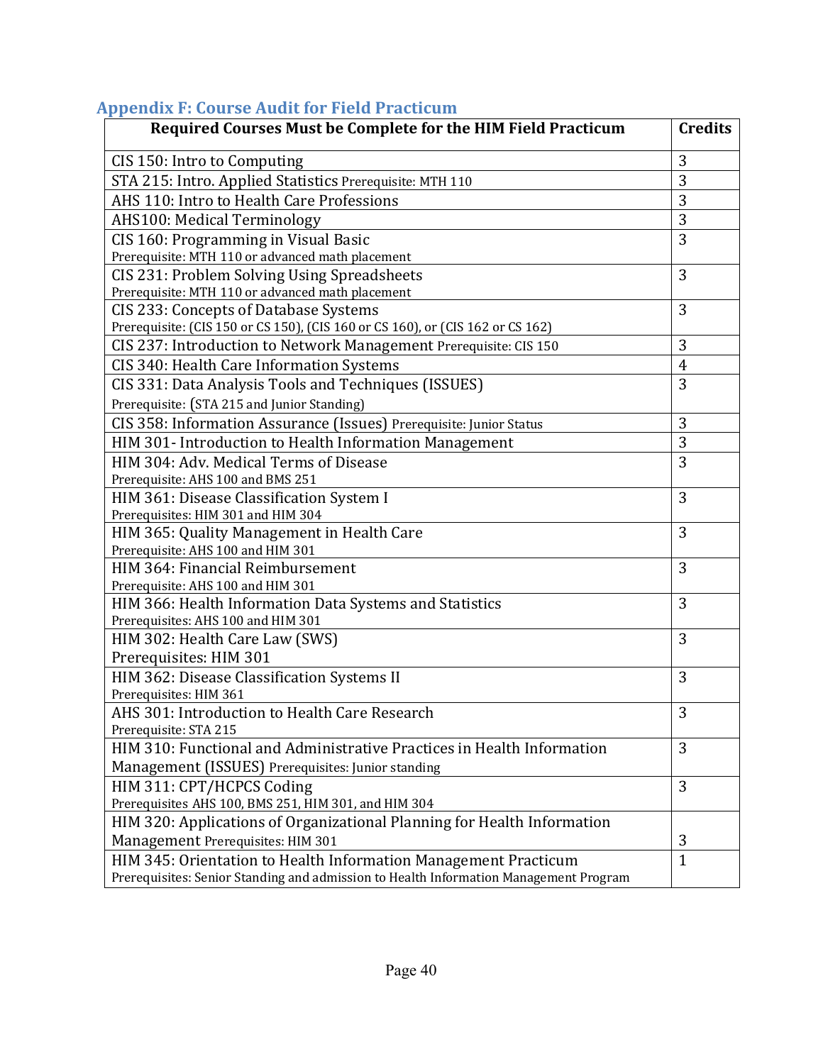## Appendix F: Course Audit for Field Practicum

| Required Courses Must be Complete for the HIM Field Practicum | Credits |
|---|---|
| CIS 150: Intro to Computing | 3 |
| STA 215: Intro. Applied Statistics Prerequisite: MTH 110 | 3 |
| AHS 110: Intro to Health Care Professions | 3 |
| AHS100: Medical Terminology | 3 |
| CIS 160: Programming in Visual Basic<br>Prerequisite: MTH 110 or advanced math placement | 3 |
| CIS 231: Problem Solving Using Spreadsheets<br>Prerequisite: MTH 110 or advanced math placement | 3 |
| CIS 233: Concepts of Database Systems<br>Prerequisite: (CIS 150 or CS 150), (CIS 160 or CS 160), or (CIS 162 or CS 162) | 3 |
| CIS 237: Introduction to Network Management Prerequisite: CIS 150 | 3 |
| CIS 340: Health Care Information Systems | 4 |
| CIS 331: Data Analysis Tools and Techniques (ISSUES)<br>Prerequisite: (STA 215 and Junior Standing) | 3 |
| CIS 358: Information Assurance (Issues) Prerequisite: Junior Status | 3 |
| HIM 301- Introduction to Health Information Management | 3 |
| HIM 304: Adv. Medical Terms of Disease<br>Prerequisite: AHS 100 and BMS 251 | 3 |
| HIM 361: Disease Classification System I<br>Prerequisites: HIM 301 and HIM 304 | 3 |
| HIM 365: Quality Management in Health Care<br>Prerequisite: AHS 100 and HIM 301 | 3 |
| HIM 364: Financial Reimbursement<br>Prerequisite: AHS 100 and HIM 301 | 3 |
| HIM 366: Health Information Data Systems and Statistics<br>Prerequisites: AHS 100 and HIM 301 | 3 |
| HIM 302: Health Care Law (SWS)<br>Prerequisites: HIM 301 | 3 |
| HIM 362: Disease Classification Systems II<br>Prerequisites: HIM 361 | 3 |
| AHS 301: Introduction to Health Care Research<br>Prerequisite: STA 215 | 3 |
| HIM 310: Functional and Administrative Practices in Health Information Management (ISSUES) Prerequisites: Junior standing | 3 |
| HIM 311: CPT/HCPCS Coding<br>Prerequisites AHS 100, BMS 251, HIM 301, and HIM 304 | 3 |
| HIM 320: Applications of Organizational Planning for Health Information Management Prerequisites: HIM 301 | 3 |
| HIM 345: Orientation to Health Information Management Practicum<br>Prerequisites: Senior Standing and admission to Health Information Management Program | 1 |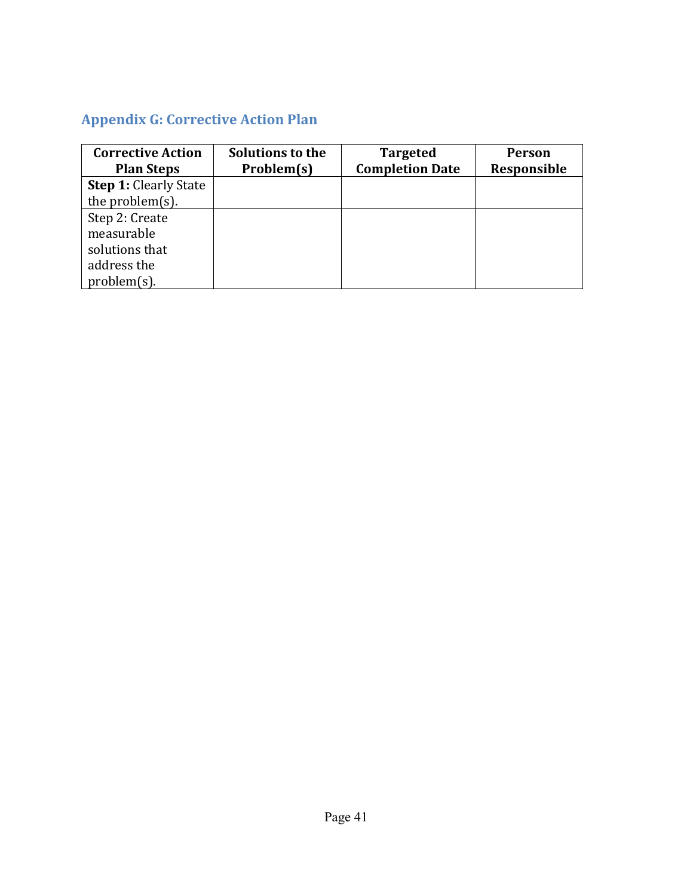## Appendix G: Corrective Action Plan

| Corrective Action Plan Steps | Solutions to the Problem(s) | Targeted Completion Date | Person Responsible |
|---|---|---|---|
| **Step 1:** Clearly State the problem(s). | | | |
| Step 2: Create measurable solutions that address the problem(s). | | | |